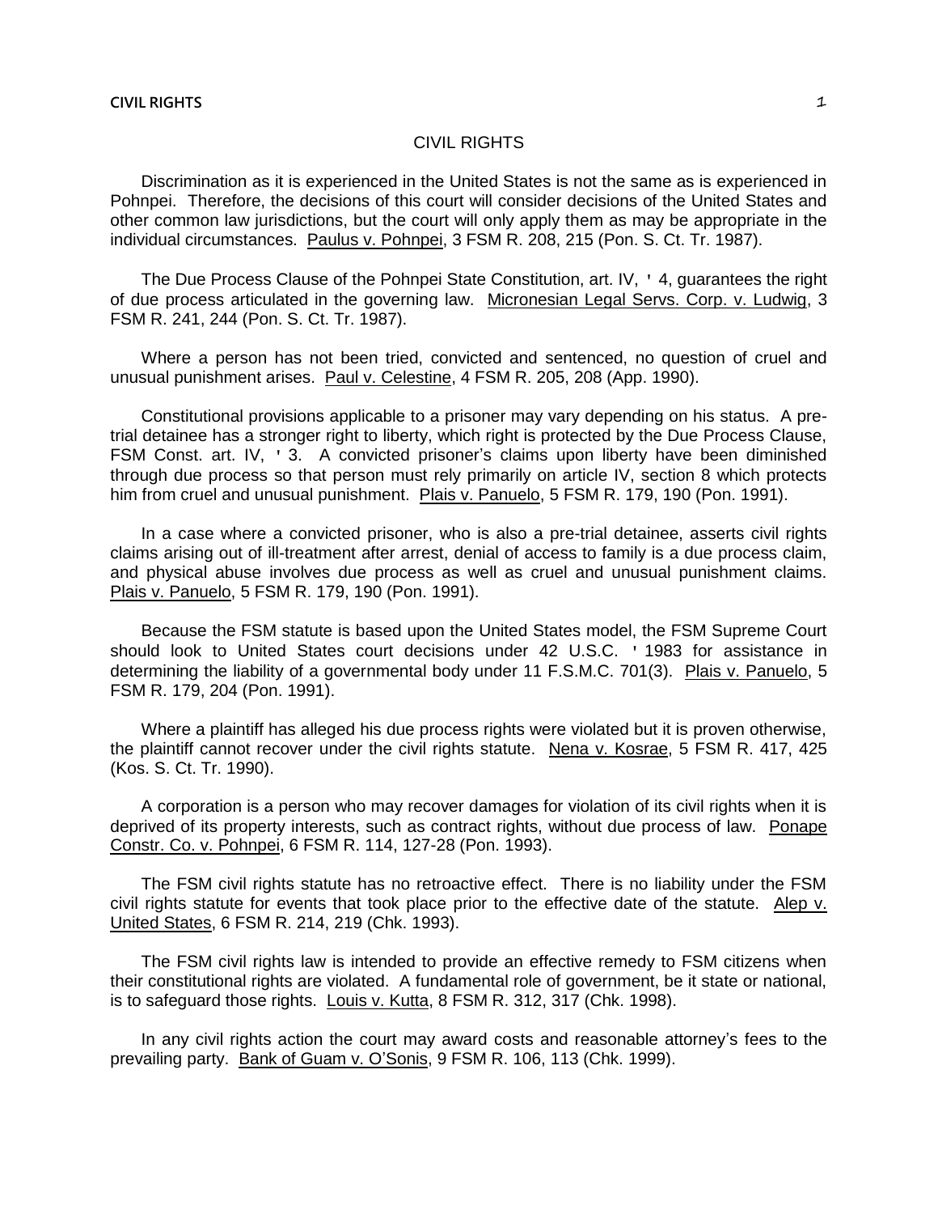# CIVIL RIGHTS

Discrimination as it is experienced in the United States is not the same as is experienced in Pohnpei. Therefore, the decisions of this court will consider decisions of the United States and other common law jurisdictions, but the court will only apply them as may be appropriate in the individual circumstances. Paulus v. Pohnpei, 3 FSM R. 208, 215 (Pon. S. Ct. Tr. 1987).

The Due Process Clause of the Pohnpei State Constitution, art. IV, ' 4, guarantees the right of due process articulated in the governing law. Micronesian Legal Servs. Corp. v. Ludwig, 3 FSM R. 241, 244 (Pon. S. Ct. Tr. 1987).

Where a person has not been tried, convicted and sentenced, no question of cruel and unusual punishment arises. Paul v. Celestine, 4 FSM R. 205, 208 (App. 1990).

Constitutional provisions applicable to a prisoner may vary depending on his status. A pre-trial detainee has a stronger right to liberty, which right is protected by the Due Process Clause, FSM Const. art. IV, ' 3. A convicted prisoner's claims upon liberty have been diminished through due process so that person must rely primarily on article IV, section 8 which protects him from cruel and unusual punishment. Plais v. Panuelo, 5 FSM R. 179, 190 (Pon. 1991).

In a case where a convicted prisoner, who is also a pre-trial detainee, asserts civil rights claims arising out of ill-treatment after arrest, denial of access to family is a due process claim, and physical abuse involves due process as well as cruel and unusual punishment claims. Plais v. Panuelo, 5 FSM R. 179, 190 (Pon. 1991).

Because the FSM statute is based upon the United States model, the FSM Supreme Court should look to United States court decisions under 42 U.S.C. ' 1983 for assistance in determining the liability of a governmental body under 11 F.S.M.C. 701(3). Plais v. Panuelo, 5 FSM R. 179, 204 (Pon. 1991).

Where a plaintiff has alleged his due process rights were violated but it is proven otherwise, the plaintiff cannot recover under the civil rights statute. Nena v. Kosrae, 5 FSM R. 417, 425 (Kos. S. Ct. Tr. 1990).

A corporation is a person who may recover damages for violation of its civil rights when it is deprived of its property interests, such as contract rights, without due process of law. Ponape Constr. Co. v. Pohnpei, 6 FSM R. 114, 127-28 (Pon. 1993).

The FSM civil rights statute has no retroactive effect. There is no liability under the FSM civil rights statute for events that took place prior to the effective date of the statute. Alep v. United States, 6 FSM R. 214, 219 (Chk. 1993).

The FSM civil rights law is intended to provide an effective remedy to FSM citizens when their constitutional rights are violated. A fundamental role of government, be it state or national, is to safeguard those rights. Louis v. Kutta, 8 FSM R. 312, 317 (Chk. 1998).

In any civil rights action the court may award costs and reasonable attorney's fees to the prevailing party. Bank of Guam v. O'Sonis, 9 FSM R. 106, 113 (Chk. 1999).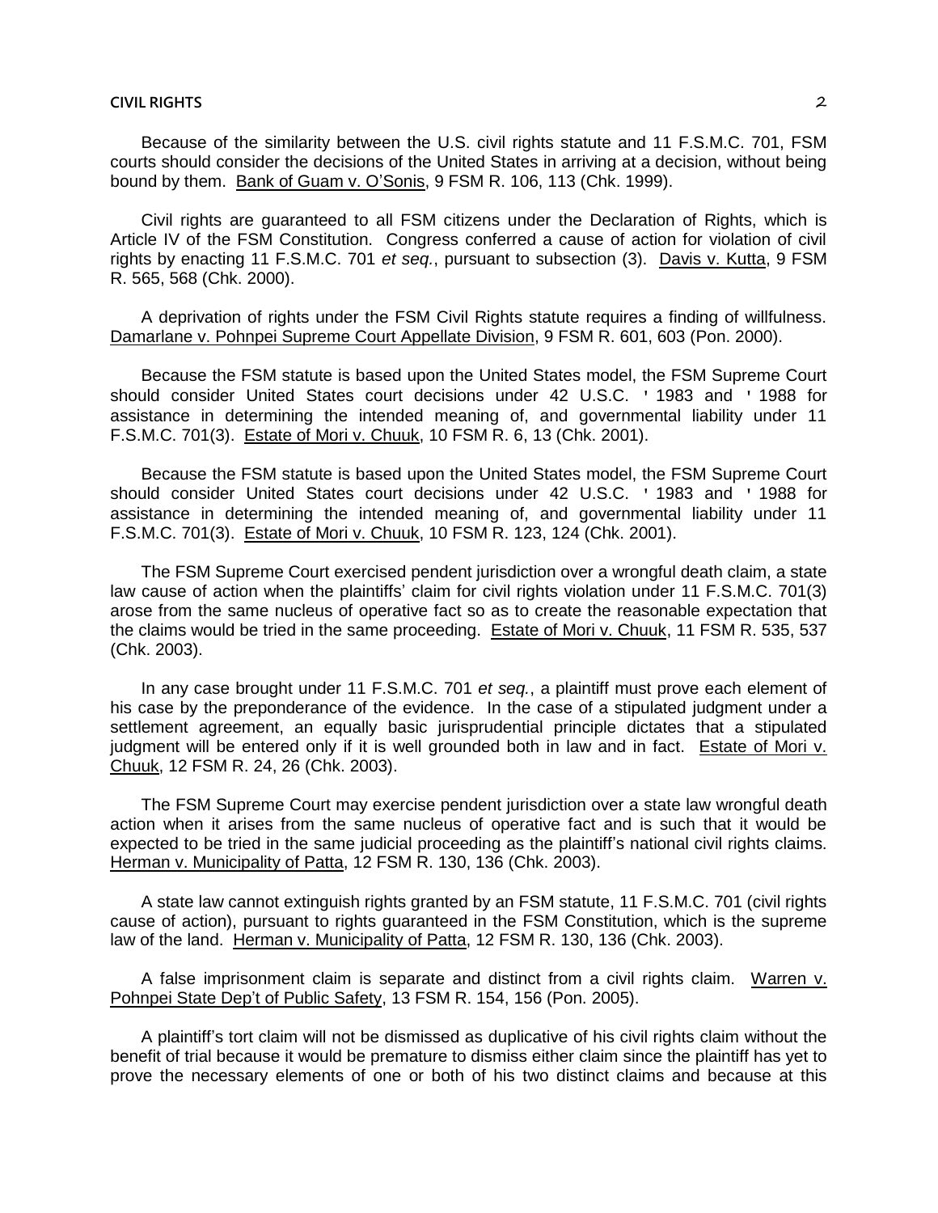Because of the similarity between the U.S. civil rights statute and 11 F.S.M.C. 701, FSM courts should consider the decisions of the United States in arriving at a decision, without being bound by them. Bank of Guam v. O'Sonis, 9 FSM R. 106, 113 (Chk. 1999).

Civil rights are guaranteed to all FSM citizens under the Declaration of Rights, which is Article IV of the FSM Constitution. Congress conferred a cause of action for violation of civil rights by enacting 11 F.S.M.C. 701 *et seq.*, pursuant to subsection (3). Davis v. Kutta, 9 FSM R. 565, 568 (Chk. 2000).

A deprivation of rights under the FSM Civil Rights statute requires a finding of willfulness. Damarlane v. Pohnpei Supreme Court Appellate Division, 9 FSM R. 601, 603 (Pon. 2000).

Because the FSM statute is based upon the United States model, the FSM Supreme Court should consider United States court decisions under 42 U.S.C. ' 1983 and ' 1988 for assistance in determining the intended meaning of, and governmental liability under 11 F.S.M.C. 701(3). Estate of Mori v. Chuuk, 10 FSM R. 6, 13 (Chk. 2001).

Because the FSM statute is based upon the United States model, the FSM Supreme Court should consider United States court decisions under 42 U.S.C. ' 1983 and ' 1988 for assistance in determining the intended meaning of, and governmental liability under 11 F.S.M.C. 701(3). Estate of Mori v. Chuuk, 10 FSM R. 123, 124 (Chk. 2001).

The FSM Supreme Court exercised pendent jurisdiction over a wrongful death claim, a state law cause of action when the plaintiffs' claim for civil rights violation under 11 F.S.M.C. 701(3) arose from the same nucleus of operative fact so as to create the reasonable expectation that the claims would be tried in the same proceeding. Estate of Mori v. Chuuk, 11 FSM R. 535, 537 (Chk. 2003).

In any case brought under 11 F.S.M.C. 701 *et seq.*, a plaintiff must prove each element of his case by the preponderance of the evidence. In the case of a stipulated judgment under a settlement agreement, an equally basic jurisprudential principle dictates that a stipulated judgment will be entered only if it is well grounded both in law and in fact. Estate of Mori v. Chuuk, 12 FSM R. 24, 26 (Chk. 2003).

The FSM Supreme Court may exercise pendent jurisdiction over a state law wrongful death action when it arises from the same nucleus of operative fact and is such that it would be expected to be tried in the same judicial proceeding as the plaintiff's national civil rights claims. Herman v. Municipality of Patta, 12 FSM R. 130, 136 (Chk. 2003).

A state law cannot extinguish rights granted by an FSM statute, 11 F.S.M.C. 701 (civil rights cause of action), pursuant to rights guaranteed in the FSM Constitution, which is the supreme law of the land. Herman v. Municipality of Patta, 12 FSM R. 130, 136 (Chk. 2003).

A false imprisonment claim is separate and distinct from a civil rights claim. Warren v. Pohnpei State Dep't of Public Safety, 13 FSM R. 154, 156 (Pon. 2005).

A plaintiff's tort claim will not be dismissed as duplicative of his civil rights claim without the benefit of trial because it would be premature to dismiss either claim since the plaintiff has yet to prove the necessary elements of one or both of his two distinct claims and because at this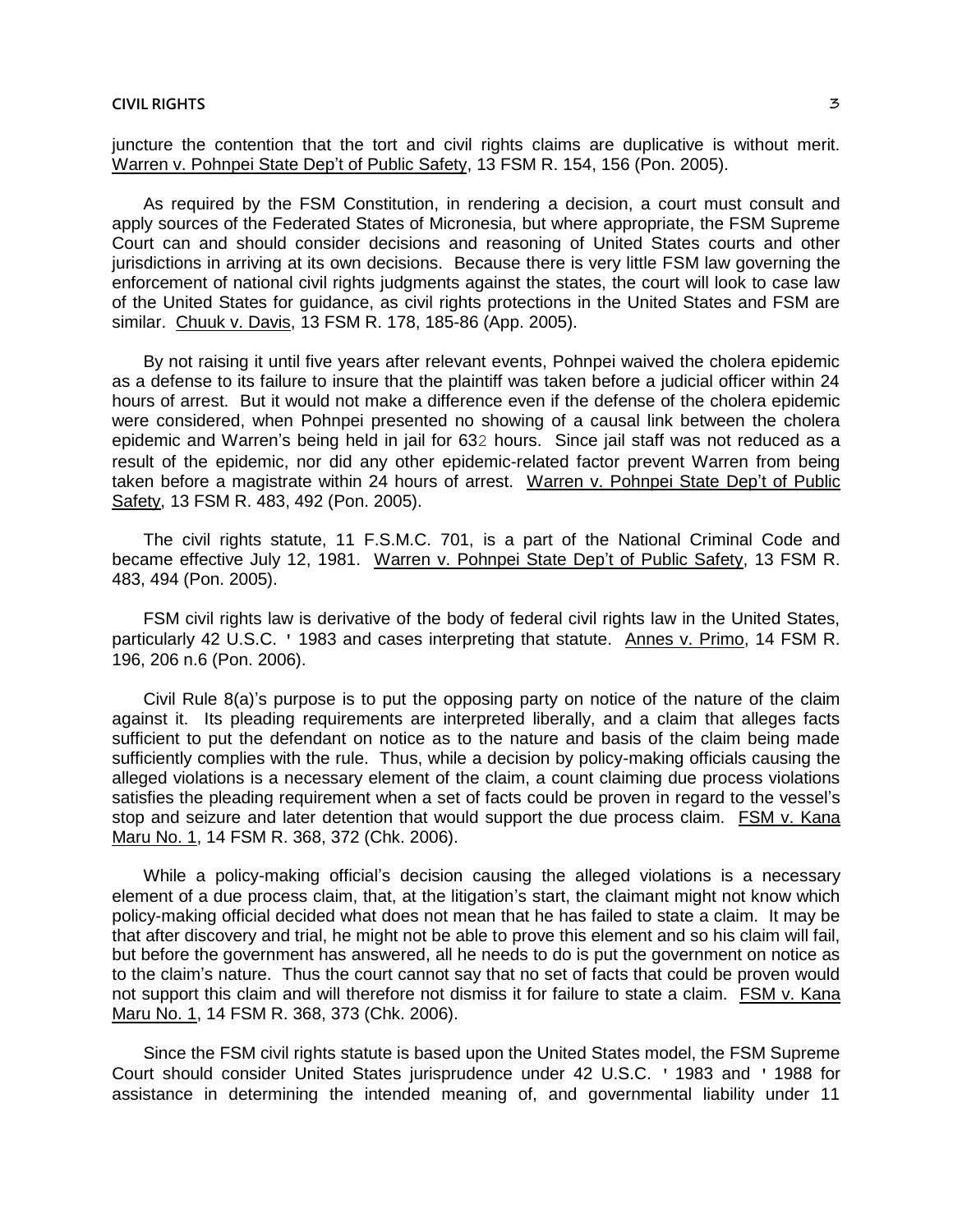juncture the contention that the tort and civil rights claims are duplicative is without merit. Warren v. Pohnpei State Dep't of Public Safety, 13 FSM R. 154, 156 (Pon. 2005).

As required by the FSM Constitution, in rendering a decision, a court must consult and apply sources of the Federated States of Micronesia, but where appropriate, the FSM Supreme Court can and should consider decisions and reasoning of United States courts and other jurisdictions in arriving at its own decisions. Because there is very little FSM law governing the enforcement of national civil rights judgments against the states, the court will look to case law of the United States for guidance, as civil rights protections in the United States and FSM are similar. Chuuk v. Davis, 13 FSM R. 178, 185-86 (App. 2005).

By not raising it until five years after relevant events, Pohnpei waived the cholera epidemic as a defense to its failure to insure that the plaintiff was taken before a judicial officer within 24 hours of arrest. But it would not make a difference even if the defense of the cholera epidemic were considered, when Pohnpei presented no showing of a causal link between the cholera epidemic and Warren's being held in jail for 63½ hours. Since jail staff was not reduced as a result of the epidemic, nor did any other epidemic-related factor prevent Warren from being taken before a magistrate within 24 hours of arrest. Warren v. Pohnpei State Dep't of Public Safety, 13 FSM R. 483, 492 (Pon. 2005).

The civil rights statute, 11 F.S.M.C. 701, is a part of the National Criminal Code and became effective July 12, 1981. Warren v. Pohnpei State Dep't of Public Safety, 13 FSM R. 483, 494 (Pon. 2005).

FSM civil rights law is derivative of the body of federal civil rights law in the United States, particularly 42 U.S.C. § 1983 and cases interpreting that statute. Annes v. Primo, 14 FSM R. 196, 206 n.6 (Pon. 2006).

Civil Rule 8(a)'s purpose is to put the opposing party on notice of the nature of the claim against it. Its pleading requirements are interpreted liberally, and a claim that alleges facts sufficient to put the defendant on notice as to the nature and basis of the claim being made sufficiently complies with the rule. Thus, while a decision by policy-making officials causing the alleged violations is a necessary element of the claim, a count claiming due process violations satisfies the pleading requirement when a set of facts could be proven in regard to the vessel's stop and seizure and later detention that would support the due process claim. FSM v. Kana Maru No. 1, 14 FSM R. 368, 372 (Chk. 2006).

While a policy-making official's decision causing the alleged violations is a necessary element of a due process claim, that, at the litigation's start, the claimant might not know which policy-making official decided what does not mean that he has failed to state a claim. It may be that after discovery and trial, he might not be able to prove this element and so his claim will fail, but before the government has answered, all he needs to do is put the government on notice as to the claim's nature. Thus the court cannot say that no set of facts that could be proven would not support this claim and will therefore not dismiss it for failure to state a claim. FSM v. Kana Maru No. 1, 14 FSM R. 368, 373 (Chk. 2006).

Since the FSM civil rights statute is based upon the United States model, the FSM Supreme Court should consider United States jurisprudence under 42 U.S.C. § 1983 and § 1988 for assistance in determining the intended meaning of, and governmental liability under 11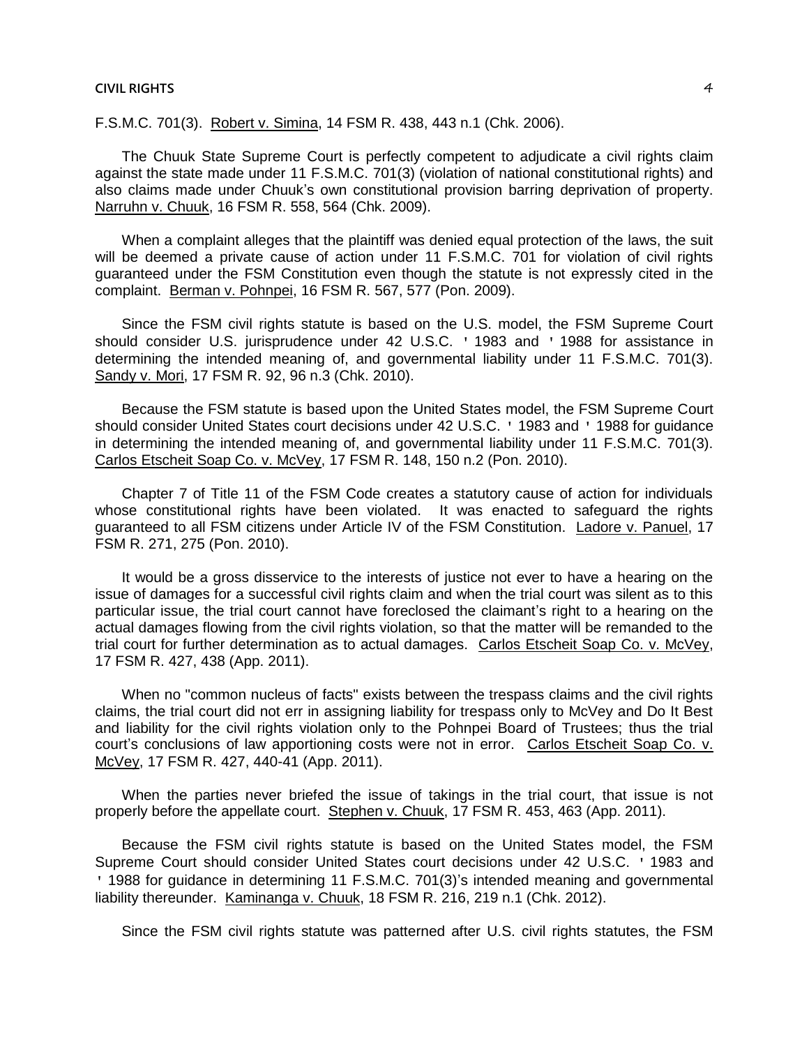F.S.M.C. 701(3). Robert v. Simina, 14 FSM R. 438, 443 n.1 (Chk. 2006).

The Chuuk State Supreme Court is perfectly competent to adjudicate a civil rights claim against the state made under 11 F.S.M.C. 701(3) (violation of national constitutional rights) and also claims made under Chuuk's own constitutional provision barring deprivation of property. Narruhn v. Chuuk, 16 FSM R. 558, 564 (Chk. 2009).

When a complaint alleges that the plaintiff was denied equal protection of the laws, the suit will be deemed a private cause of action under 11 F.S.M.C. 701 for violation of civil rights guaranteed under the FSM Constitution even though the statute is not expressly cited in the complaint. Berman v. Pohnpei, 16 FSM R. 567, 577 (Pon. 2009).

Since the FSM civil rights statute is based on the U.S. model, the FSM Supreme Court should consider U.S. jurisprudence under 42 U.S.C. ' 1983 and ' 1988 for assistance in determining the intended meaning of, and governmental liability under 11 F.S.M.C. 701(3). Sandy v. Mori, 17 FSM R. 92, 96 n.3 (Chk. 2010).

Because the FSM statute is based upon the United States model, the FSM Supreme Court should consider United States court decisions under 42 U.S.C. ' 1983 and ' 1988 for guidance in determining the intended meaning of, and governmental liability under 11 F.S.M.C. 701(3). Carlos Etscheit Soap Co. v. McVey, 17 FSM R. 148, 150 n.2 (Pon. 2010).

Chapter 7 of Title 11 of the FSM Code creates a statutory cause of action for individuals whose constitutional rights have been violated. It was enacted to safeguard the rights guaranteed to all FSM citizens under Article IV of the FSM Constitution. Ladore v. Panuel, 17 FSM R. 271, 275 (Pon. 2010).

It would be a gross disservice to the interests of justice not ever to have a hearing on the issue of damages for a successful civil rights claim and when the trial court was silent as to this particular issue, the trial court cannot have foreclosed the claimant's right to a hearing on the actual damages flowing from the civil rights violation, so that the matter will be remanded to the trial court for further determination as to actual damages. Carlos Etscheit Soap Co. v. McVey, 17 FSM R. 427, 438 (App. 2011).

When no "common nucleus of facts" exists between the trespass claims and the civil rights claims, the trial court did not err in assigning liability for trespass only to McVey and Do It Best and liability for the civil rights violation only to the Pohnpei Board of Trustees; thus the trial court's conclusions of law apportioning costs were not in error. Carlos Etscheit Soap Co. v. McVey, 17 FSM R. 427, 440-41 (App. 2011).

When the parties never briefed the issue of takings in the trial court, that issue is not properly before the appellate court. Stephen v. Chuuk, 17 FSM R. 453, 463 (App. 2011).

Because the FSM civil rights statute is based on the United States model, the FSM Supreme Court should consider United States court decisions under 42 U.S.C. ' 1983 and ' 1988 for guidance in determining 11 F.S.M.C. 701(3)'s intended meaning and governmental liability thereunder. Kaminanga v. Chuuk, 18 FSM R. 216, 219 n.1 (Chk. 2012).

Since the FSM civil rights statute was patterned after U.S. civil rights statutes, the FSM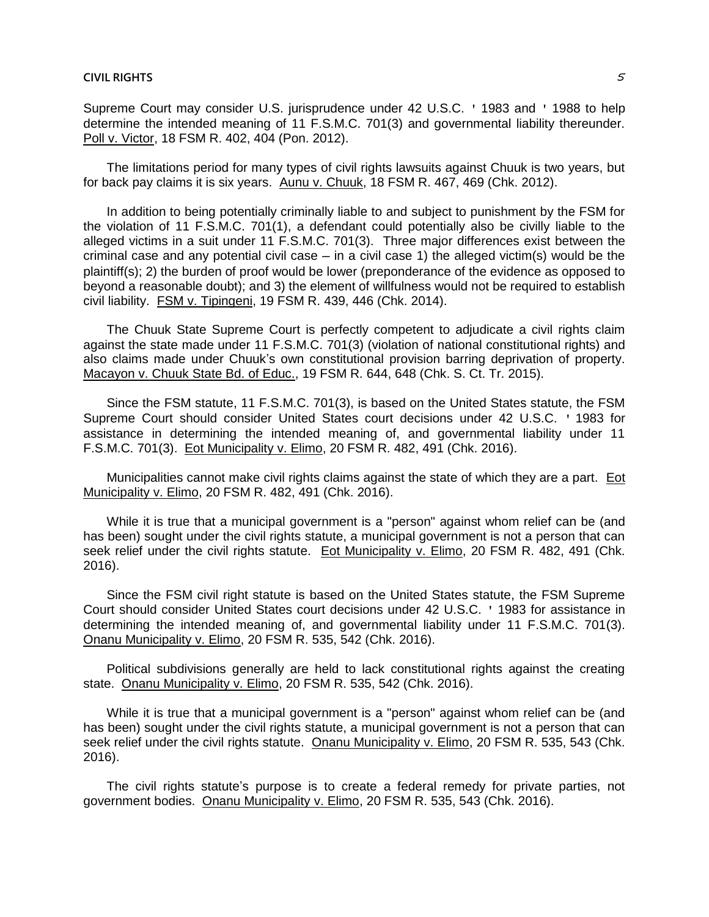Supreme Court may consider U.S. jurisprudence under 42 U.S.C. ' 1983 and ' 1988 to help determine the intended meaning of 11 F.S.M.C. 701(3) and governmental liability thereunder. Poll v. Victor, 18 FSM R. 402, 404 (Pon. 2012).

The limitations period for many types of civil rights lawsuits against Chuuk is two years, but for back pay claims it is six years. Aunu v. Chuuk, 18 FSM R. 467, 469 (Chk. 2012).

In addition to being potentially criminally liable to and subject to punishment by the FSM for the violation of 11 F.S.M.C. 701(1), a defendant could potentially also be civilly liable to the alleged victims in a suit under 11 F.S.M.C. 701(3). Three major differences exist between the criminal case and any potential civil case – in a civil case 1) the alleged victim(s) would be the plaintiff(s); 2) the burden of proof would be lower (preponderance of the evidence as opposed to beyond a reasonable doubt); and 3) the element of willfulness would not be required to establish civil liability. FSM v. Tipingeni, 19 FSM R. 439, 446 (Chk. 2014).

The Chuuk State Supreme Court is perfectly competent to adjudicate a civil rights claim against the state made under 11 F.S.M.C. 701(3) (violation of national constitutional rights) and also claims made under Chuuk's own constitutional provision barring deprivation of property. Macayon v. Chuuk State Bd. of Educ., 19 FSM R. 644, 648 (Chk. S. Ct. Tr. 2015).

Since the FSM statute, 11 F.S.M.C. 701(3), is based on the United States statute, the FSM Supreme Court should consider United States court decisions under 42 U.S.C. ' 1983 for assistance in determining the intended meaning of, and governmental liability under 11 F.S.M.C. 701(3). Eot Municipality v. Elimo, 20 FSM R. 482, 491 (Chk. 2016).

Municipalities cannot make civil rights claims against the state of which they are a part. Eot Municipality v. Elimo, 20 FSM R. 482, 491 (Chk. 2016).

While it is true that a municipal government is a "person" against whom relief can be (and has been) sought under the civil rights statute, a municipal government is not a person that can seek relief under the civil rights statute. Eot Municipality v. Elimo, 20 FSM R. 482, 491 (Chk. 2016).

Since the FSM civil right statute is based on the United States statute, the FSM Supreme Court should consider United States court decisions under 42 U.S.C. ' 1983 for assistance in determining the intended meaning of, and governmental liability under 11 F.S.M.C. 701(3). Onanu Municipality v. Elimo, 20 FSM R. 535, 542 (Chk. 2016).

Political subdivisions generally are held to lack constitutional rights against the creating state. Onanu Municipality v. Elimo, 20 FSM R. 535, 542 (Chk. 2016).

While it is true that a municipal government is a "person" against whom relief can be (and has been) sought under the civil rights statute, a municipal government is not a person that can seek relief under the civil rights statute. Onanu Municipality v. Elimo, 20 FSM R. 535, 543 (Chk. 2016).

The civil rights statute's purpose is to create a federal remedy for private parties, not government bodies. Onanu Municipality v. Elimo, 20 FSM R. 535, 543 (Chk. 2016).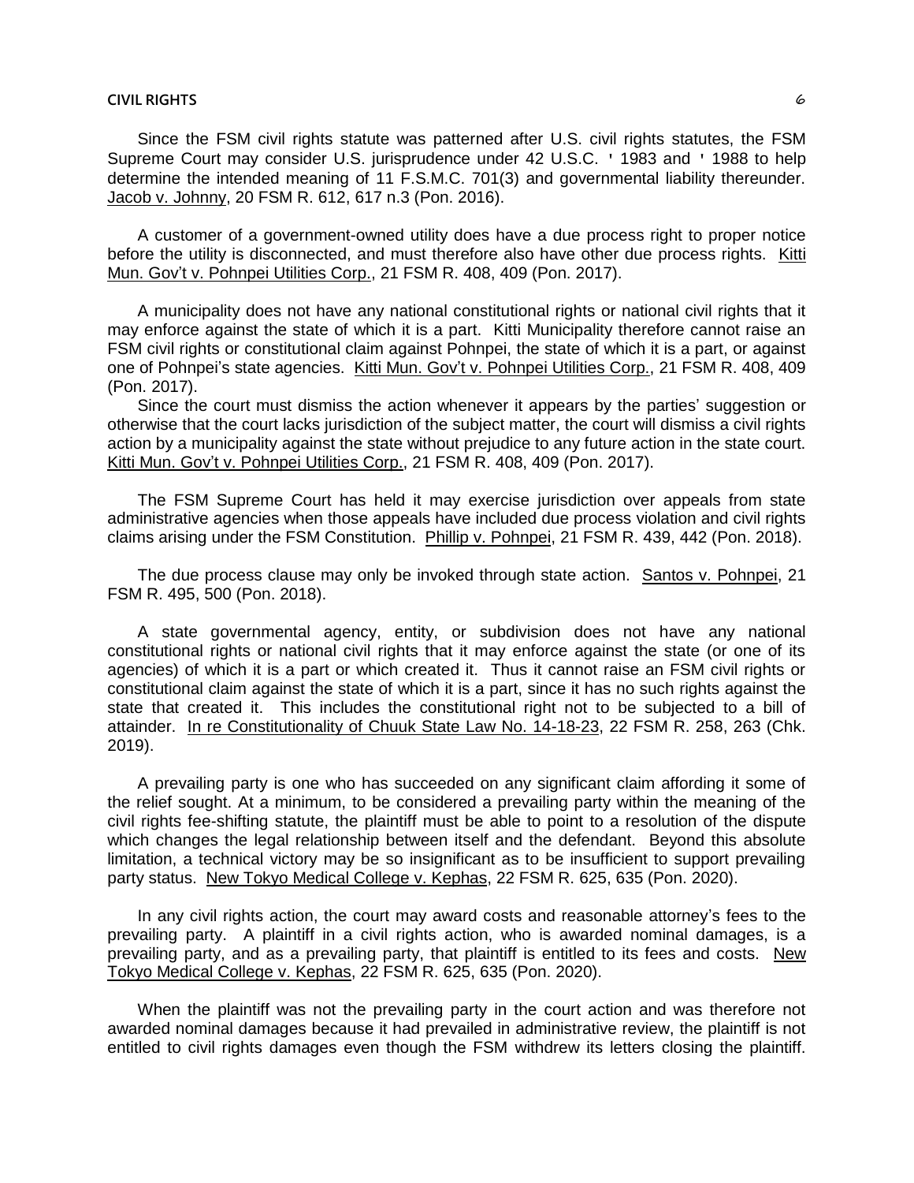Since the FSM civil rights statute was patterned after U.S. civil rights statutes, the FSM Supreme Court may consider U.S. jurisprudence under 42 U.S.C. ' 1983 and ' 1988 to help determine the intended meaning of 11 F.S.M.C. 701(3) and governmental liability thereunder. Jacob v. Johnny, 20 FSM R. 612, 617 n.3 (Pon. 2016).

A customer of a government-owned utility does have a due process right to proper notice before the utility is disconnected, and must therefore also have other due process rights. Kitti Mun. Gov't v. Pohnpei Utilities Corp., 21 FSM R. 408, 409 (Pon. 2017).

A municipality does not have any national constitutional rights or national civil rights that it may enforce against the state of which it is a part. Kitti Municipality therefore cannot raise an FSM civil rights or constitutional claim against Pohnpei, the state of which it is a part, or against one of Pohnpei's state agencies. Kitti Mun. Gov't v. Pohnpei Utilities Corp., 21 FSM R. 408, 409 (Pon. 2017).

Since the court must dismiss the action whenever it appears by the parties' suggestion or otherwise that the court lacks jurisdiction of the subject matter, the court will dismiss a civil rights action by a municipality against the state without prejudice to any future action in the state court. Kitti Mun. Gov't v. Pohnpei Utilities Corp., 21 FSM R. 408, 409 (Pon. 2017).

The FSM Supreme Court has held it may exercise jurisdiction over appeals from state administrative agencies when those appeals have included due process violation and civil rights claims arising under the FSM Constitution. Phillip v. Pohnpei, 21 FSM R. 439, 442 (Pon. 2018).

The due process clause may only be invoked through state action. Santos v. Pohnpei, 21 FSM R. 495, 500 (Pon. 2018).

A state governmental agency, entity, or subdivision does not have any national constitutional rights or national civil rights that it may enforce against the state (or one of its agencies) of which it is a part or which created it. Thus it cannot raise an FSM civil rights or constitutional claim against the state of which it is a part, since it has no such rights against the state that created it. This includes the constitutional right not to be subjected to a bill of attainder. In re Constitutionality of Chuuk State Law No. 14-18-23, 22 FSM R. 258, 263 (Chk. 2019).

A prevailing party is one who has succeeded on any significant claim affording it some of the relief sought. At a minimum, to be considered a prevailing party within the meaning of the civil rights fee-shifting statute, the plaintiff must be able to point to a resolution of the dispute which changes the legal relationship between itself and the defendant. Beyond this absolute limitation, a technical victory may be so insignificant as to be insufficient to support prevailing party status. New Tokyo Medical College v. Kephas, 22 FSM R. 625, 635 (Pon. 2020).

In any civil rights action, the court may award costs and reasonable attorney's fees to the prevailing party. A plaintiff in a civil rights action, who is awarded nominal damages, is a prevailing party, and as a prevailing party, that plaintiff is entitled to its fees and costs. New Tokyo Medical College v. Kephas, 22 FSM R. 625, 635 (Pon. 2020).

When the plaintiff was not the prevailing party in the court action and was therefore not awarded nominal damages because it had prevailed in administrative review, the plaintiff is not entitled to civil rights damages even though the FSM withdrew its letters closing the plaintiff.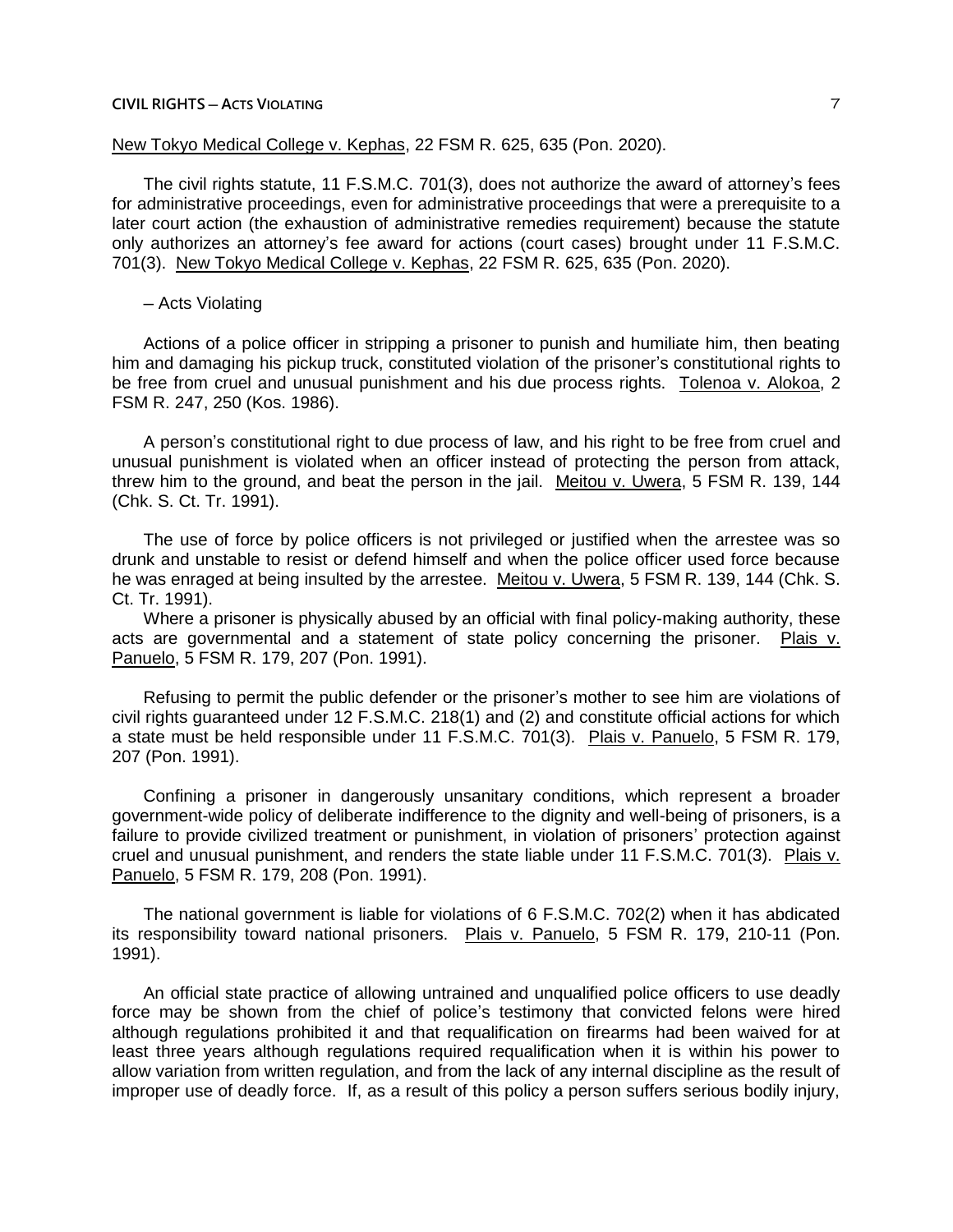New Tokyo Medical College v. Kephas, 22 FSM R. 625, 635 (Pon. 2020).

The civil rights statute, 11 F.S.M.C. 701(3), does not authorize the award of attorney's fees for administrative proceedings, even for administrative proceedings that were a prerequisite to a later court action (the exhaustion of administrative remedies requirement) because the statute only authorizes an attorney's fee award for actions (court cases) brought under 11 F.S.M.C. 701(3). New Tokyo Medical College v. Kephas, 22 FSM R. 625, 635 (Pon. 2020).

– Acts Violating

Actions of a police officer in stripping a prisoner to punish and humiliate him, then beating him and damaging his pickup truck, constituted violation of the prisoner's constitutional rights to be free from cruel and unusual punishment and his due process rights. Tolenoa v. Alokoa, 2 FSM R. 247, 250 (Kos. 1986).

A person's constitutional right to due process of law, and his right to be free from cruel and unusual punishment is violated when an officer instead of protecting the person from attack, threw him to the ground, and beat the person in the jail. Meitou v. Uwera, 5 FSM R. 139, 144 (Chk. S. Ct. Tr. 1991).

The use of force by police officers is not privileged or justified when the arrestee was so drunk and unstable to resist or defend himself and when the police officer used force because he was enraged at being insulted by the arrestee. Meitou v. Uwera, 5 FSM R. 139, 144 (Chk. S. Ct. Tr. 1991).

Where a prisoner is physically abused by an official with final policy-making authority, these acts are governmental and a statement of state policy concerning the prisoner. Plais v. Panuelo, 5 FSM R. 179, 207 (Pon. 1991).

Refusing to permit the public defender or the prisoner's mother to see him are violations of civil rights guaranteed under 12 F.S.M.C. 218(1) and (2) and constitute official actions for which a state must be held responsible under 11 F.S.M.C. 701(3). Plais v. Panuelo, 5 FSM R. 179, 207 (Pon. 1991).

Confining a prisoner in dangerously unsanitary conditions, which represent a broader government-wide policy of deliberate indifference to the dignity and well-being of prisoners, is a failure to provide civilized treatment or punishment, in violation of prisoners' protection against cruel and unusual punishment, and renders the state liable under 11 F.S.M.C. 701(3). Plais v. Panuelo, 5 FSM R. 179, 208 (Pon. 1991).

The national government is liable for violations of 6 F.S.M.C. 702(2) when it has abdicated its responsibility toward national prisoners. Plais v. Panuelo, 5 FSM R. 179, 210-11 (Pon. 1991).

An official state practice of allowing untrained and unqualified police officers to use deadly force may be shown from the chief of police's testimony that convicted felons were hired although regulations prohibited it and that requalification on firearms had been waived for at least three years although regulations required requalification when it is within his power to allow variation from written regulation, and from the lack of any internal discipline as the result of improper use of deadly force. If, as a result of this policy a person suffers serious bodily injury,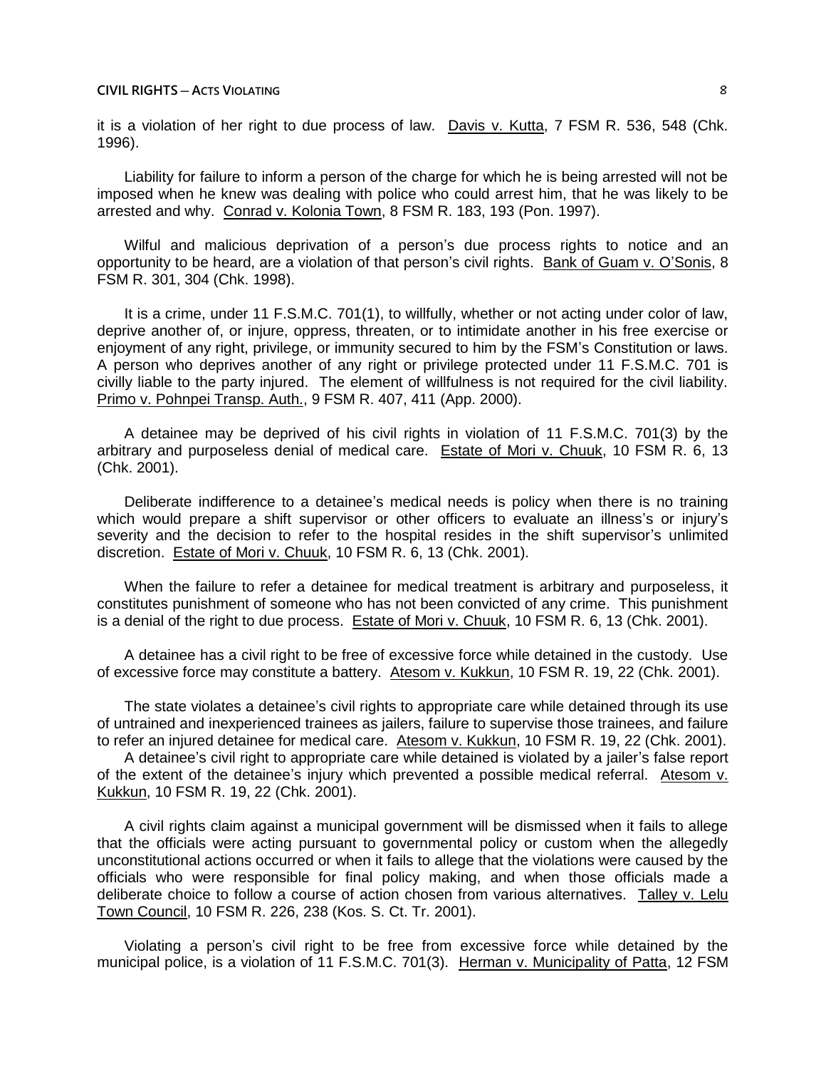it is a violation of her right to due process of law. Davis v. Kutta, 7 FSM R. 536, 548 (Chk. 1996).

Liability for failure to inform a person of the charge for which he is being arrested will not be imposed when he knew was dealing with police who could arrest him, that he was likely to be arrested and why. Conrad v. Kolonia Town, 8 FSM R. 183, 193 (Pon. 1997).

Wilful and malicious deprivation of a person's due process rights to notice and an opportunity to be heard, are a violation of that person's civil rights. Bank of Guam v. O'Sonis, 8 FSM R. 301, 304 (Chk. 1998).

It is a crime, under 11 F.S.M.C. 701(1), to willfully, whether or not acting under color of law, deprive another of, or injure, oppress, threaten, or to intimidate another in his free exercise or enjoyment of any right, privilege, or immunity secured to him by the FSM's Constitution or laws. A person who deprives another of any right or privilege protected under 11 F.S.M.C. 701 is civilly liable to the party injured. The element of willfulness is not required for the civil liability. Primo v. Pohnpei Transp. Auth., 9 FSM R. 407, 411 (App. 2000).

A detainee may be deprived of his civil rights in violation of 11 F.S.M.C. 701(3) by the arbitrary and purposeless denial of medical care. Estate of Mori v. Chuuk, 10 FSM R. 6, 13 (Chk. 2001).

Deliberate indifference to a detainee's medical needs is policy when there is no training which would prepare a shift supervisor or other officers to evaluate an illness's or injury's severity and the decision to refer to the hospital resides in the shift supervisor's unlimited discretion. Estate of Mori v. Chuuk, 10 FSM R. 6, 13 (Chk. 2001).

When the failure to refer a detainee for medical treatment is arbitrary and purposeless, it constitutes punishment of someone who has not been convicted of any crime. This punishment is a denial of the right to due process. Estate of Mori v. Chuuk, 10 FSM R. 6, 13 (Chk. 2001).

A detainee has a civil right to be free of excessive force while detained in the custody. Use of excessive force may constitute a battery. Atesom v. Kukkun, 10 FSM R. 19, 22 (Chk. 2001).

The state violates a detainee's civil rights to appropriate care while detained through its use of untrained and inexperienced trainees as jailers, failure to supervise those trainees, and failure to refer an injured detainee for medical care. Atesom v. Kukkun, 10 FSM R. 19, 22 (Chk. 2001).

A detainee's civil right to appropriate care while detained is violated by a jailer's false report of the extent of the detainee's injury which prevented a possible medical referral. Atesom v. Kukkun, 10 FSM R. 19, 22 (Chk. 2001).

A civil rights claim against a municipal government will be dismissed when it fails to allege that the officials were acting pursuant to governmental policy or custom when the allegedly unconstitutional actions occurred or when it fails to allege that the violations were caused by the officials who were responsible for final policy making, and when those officials made a deliberate choice to follow a course of action chosen from various alternatives. Talley v. Lelu Town Council, 10 FSM R. 226, 238 (Kos. S. Ct. Tr. 2001).

Violating a person's civil right to be free from excessive force while detained by the municipal police, is a violation of 11 F.S.M.C. 701(3). Herman v. Municipality of Patta, 12 FSM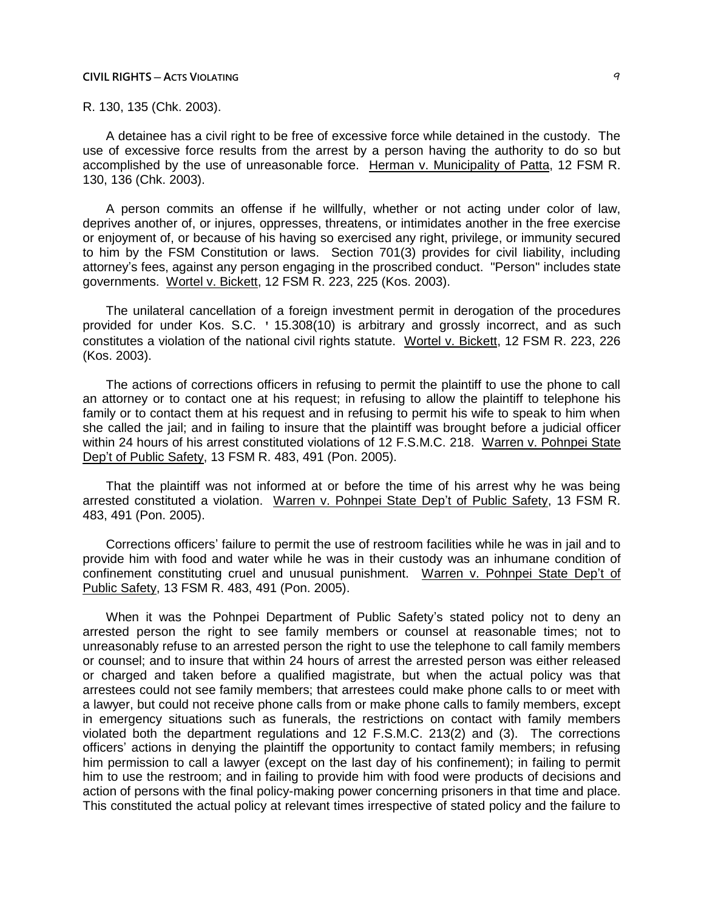R. 130, 135 (Chk. 2003).

A detainee has a civil right to be free of excessive force while detained in the custody. The use of excessive force results from the arrest by a person having the authority to do so but accomplished by the use of unreasonable force. Herman v. Municipality of Patta, 12 FSM R. 130, 136 (Chk. 2003).

A person commits an offense if he willfully, whether or not acting under color of law, deprives another of, or injures, oppresses, threatens, or intimidates another in the free exercise or enjoyment of, or because of his having so exercised any right, privilege, or immunity secured to him by the FSM Constitution or laws. Section 701(3) provides for civil liability, including attorney's fees, against any person engaging in the proscribed conduct. "Person" includes state governments. Wortel v. Bickett, 12 FSM R. 223, 225 (Kos. 2003).

The unilateral cancellation of a foreign investment permit in derogation of the procedures provided for under Kos. S.C. ' 15.308(10) is arbitrary and grossly incorrect, and as such constitutes a violation of the national civil rights statute. Wortel v. Bickett, 12 FSM R. 223, 226 (Kos. 2003).

The actions of corrections officers in refusing to permit the plaintiff to use the phone to call an attorney or to contact one at his request; in refusing to allow the plaintiff to telephone his family or to contact them at his request and in refusing to permit his wife to speak to him when she called the jail; and in failing to insure that the plaintiff was brought before a judicial officer within 24 hours of his arrest constituted violations of 12 F.S.M.C. 218. Warren v. Pohnpei State Dep't of Public Safety, 13 FSM R. 483, 491 (Pon. 2005).

That the plaintiff was not informed at or before the time of his arrest why he was being arrested constituted a violation. Warren v. Pohnpei State Dep't of Public Safety, 13 FSM R. 483, 491 (Pon. 2005).

Corrections officers' failure to permit the use of restroom facilities while he was in jail and to provide him with food and water while he was in their custody was an inhumane condition of confinement constituting cruel and unusual punishment. Warren v. Pohnpei State Dep't of Public Safety, 13 FSM R. 483, 491 (Pon. 2005).

When it was the Pohnpei Department of Public Safety's stated policy not to deny an arrested person the right to see family members or counsel at reasonable times; not to unreasonably refuse to an arrested person the right to use the telephone to call family members or counsel; and to insure that within 24 hours of arrest the arrested person was either released or charged and taken before a qualified magistrate, but when the actual policy was that arrestees could not see family members; that arrestees could make phone calls to or meet with a lawyer, but could not receive phone calls from or make phone calls to family members, except in emergency situations such as funerals, the restrictions on contact with family members violated both the department regulations and 12 F.S.M.C. 213(2) and (3). The corrections officers' actions in denying the plaintiff the opportunity to contact family members; in refusing him permission to call a lawyer (except on the last day of his confinement); in failing to permit him to use the restroom; and in failing to provide him with food were products of decisions and action of persons with the final policy-making power concerning prisoners in that time and place. This constituted the actual policy at relevant times irrespective of stated policy and the failure to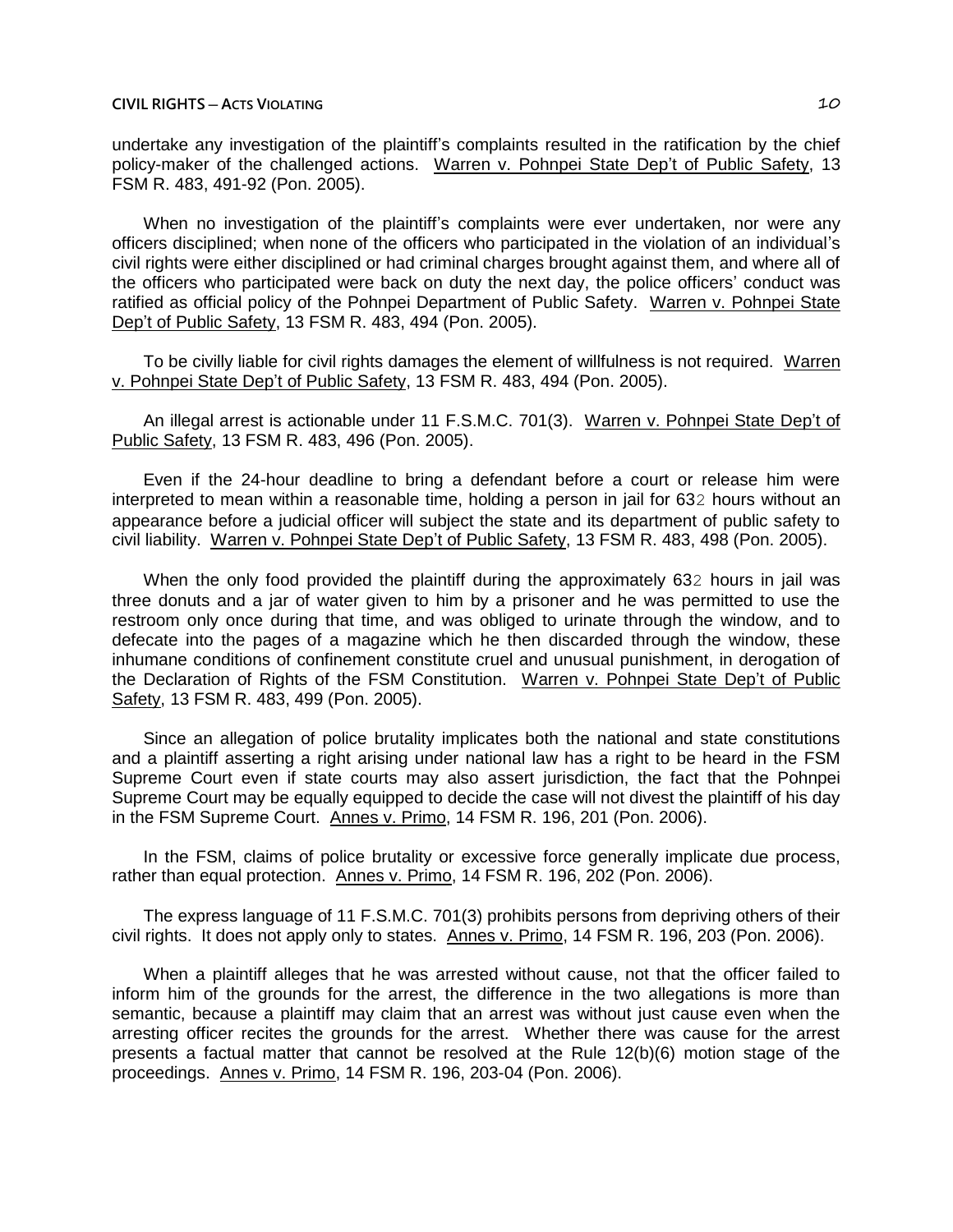undertake any investigation of the plaintiff's complaints resulted in the ratification by the chief policy-maker of the challenged actions. Warren v. Pohnpei State Dep't of Public Safety, 13 FSM R. 483, 491-92 (Pon. 2005).

When no investigation of the plaintiff's complaints were ever undertaken, nor were any officers disciplined; when none of the officers who participated in the violation of an individual's civil rights were either disciplined or had criminal charges brought against them, and where all of the officers who participated were back on duty the next day, the police officers' conduct was ratified as official policy of the Pohnpei Department of Public Safety. Warren v. Pohnpei State Dep't of Public Safety, 13 FSM R. 483, 494 (Pon. 2005).

To be civilly liable for civil rights damages the element of willfulness is not required. Warren v. Pohnpei State Dep't of Public Safety, 13 FSM R. 483, 494 (Pon. 2005).

An illegal arrest is actionable under 11 F.S.M.C. 701(3). Warren v. Pohnpei State Dep't of Public Safety, 13 FSM R. 483, 496 (Pon. 2005).

Even if the 24-hour deadline to bring a defendant before a court or release him were interpreted to mean within a reasonable time, holding a person in jail for 63½ hours without an appearance before a judicial officer will subject the state and its department of public safety to civil liability. Warren v. Pohnpei State Dep't of Public Safety, 13 FSM R. 483, 498 (Pon. 2005).

When the only food provided the plaintiff during the approximately 63½ hours in jail was three donuts and a jar of water given to him by a prisoner and he was permitted to use the restroom only once during that time, and was obliged to urinate through the window, and to defecate into the pages of a magazine which he then discarded through the window, these inhumane conditions of confinement constitute cruel and unusual punishment, in derogation of the Declaration of Rights of the FSM Constitution. Warren v. Pohnpei State Dep't of Public Safety, 13 FSM R. 483, 499 (Pon. 2005).

Since an allegation of police brutality implicates both the national and state constitutions and a plaintiff asserting a right arising under national law has a right to be heard in the FSM Supreme Court even if state courts may also assert jurisdiction, the fact that the Pohnpei Supreme Court may be equally equipped to decide the case will not divest the plaintiff of his day in the FSM Supreme Court. Annes v. Primo, 14 FSM R. 196, 201 (Pon. 2006).

In the FSM, claims of police brutality or excessive force generally implicate due process, rather than equal protection. Annes v. Primo, 14 FSM R. 196, 202 (Pon. 2006).

The express language of 11 F.S.M.C. 701(3) prohibits persons from depriving others of their civil rights. It does not apply only to states. Annes v. Primo, 14 FSM R. 196, 203 (Pon. 2006).

When a plaintiff alleges that he was arrested without cause, not that the officer failed to inform him of the grounds for the arrest, the difference in the two allegations is more than semantic, because a plaintiff may claim that an arrest was without just cause even when the arresting officer recites the grounds for the arrest. Whether there was cause for the arrest presents a factual matter that cannot be resolved at the Rule 12(b)(6) motion stage of the proceedings. Annes v. Primo, 14 FSM R. 196, 203-04 (Pon. 2006).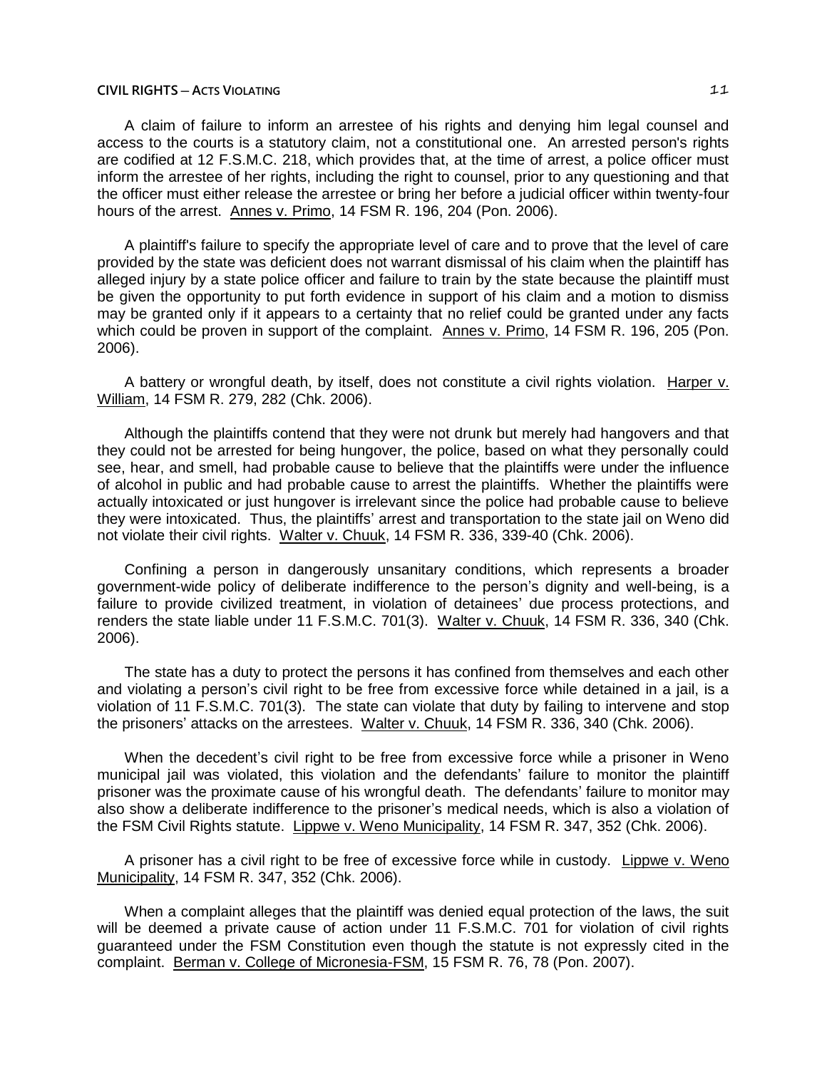A claim of failure to inform an arrestee of his rights and denying him legal counsel and access to the courts is a statutory claim, not a constitutional one. An arrested person's rights are codified at 12 F.S.M.C. 218, which provides that, at the time of arrest, a police officer must inform the arrestee of her rights, including the right to counsel, prior to any questioning and that the officer must either release the arrestee or bring her before a judicial officer within twenty-four hours of the arrest. Annes v. Primo, 14 FSM R. 196, 204 (Pon. 2006).

A plaintiff's failure to specify the appropriate level of care and to prove that the level of care provided by the state was deficient does not warrant dismissal of his claim when the plaintiff has alleged injury by a state police officer and failure to train by the state because the plaintiff must be given the opportunity to put forth evidence in support of his claim and a motion to dismiss may be granted only if it appears to a certainty that no relief could be granted under any facts which could be proven in support of the complaint. Annes v. Primo, 14 FSM R. 196, 205 (Pon. 2006).

A battery or wrongful death, by itself, does not constitute a civil rights violation. Harper v. William, 14 FSM R. 279, 282 (Chk. 2006).

Although the plaintiffs contend that they were not drunk but merely had hangovers and that they could not be arrested for being hungover, the police, based on what they personally could see, hear, and smell, had probable cause to believe that the plaintiffs were under the influence of alcohol in public and had probable cause to arrest the plaintiffs. Whether the plaintiffs were actually intoxicated or just hungover is irrelevant since the police had probable cause to believe they were intoxicated. Thus, the plaintiffs' arrest and transportation to the state jail on Weno did not violate their civil rights. Walter v. Chuuk, 14 FSM R. 336, 339-40 (Chk. 2006).

Confining a person in dangerously unsanitary conditions, which represents a broader government-wide policy of deliberate indifference to the person's dignity and well-being, is a failure to provide civilized treatment, in violation of detainees' due process protections, and renders the state liable under 11 F.S.M.C. 701(3). Walter v. Chuuk, 14 FSM R. 336, 340 (Chk. 2006).

The state has a duty to protect the persons it has confined from themselves and each other and violating a person's civil right to be free from excessive force while detained in a jail, is a violation of 11 F.S.M.C. 701(3). The state can violate that duty by failing to intervene and stop the prisoners' attacks on the arrestees. Walter v. Chuuk, 14 FSM R. 336, 340 (Chk. 2006).

When the decedent's civil right to be free from excessive force while a prisoner in Weno municipal jail was violated, this violation and the defendants' failure to monitor the plaintiff prisoner was the proximate cause of his wrongful death. The defendants' failure to monitor may also show a deliberate indifference to the prisoner's medical needs, which is also a violation of the FSM Civil Rights statute. Lippwe v. Weno Municipality, 14 FSM R. 347, 352 (Chk. 2006).

A prisoner has a civil right to be free of excessive force while in custody. Lippwe v. Weno Municipality, 14 FSM R. 347, 352 (Chk. 2006).

When a complaint alleges that the plaintiff was denied equal protection of the laws, the suit will be deemed a private cause of action under 11 F.S.M.C. 701 for violation of civil rights guaranteed under the FSM Constitution even though the statute is not expressly cited in the complaint. Berman v. College of Micronesia-FSM, 15 FSM R. 76, 78 (Pon. 2007).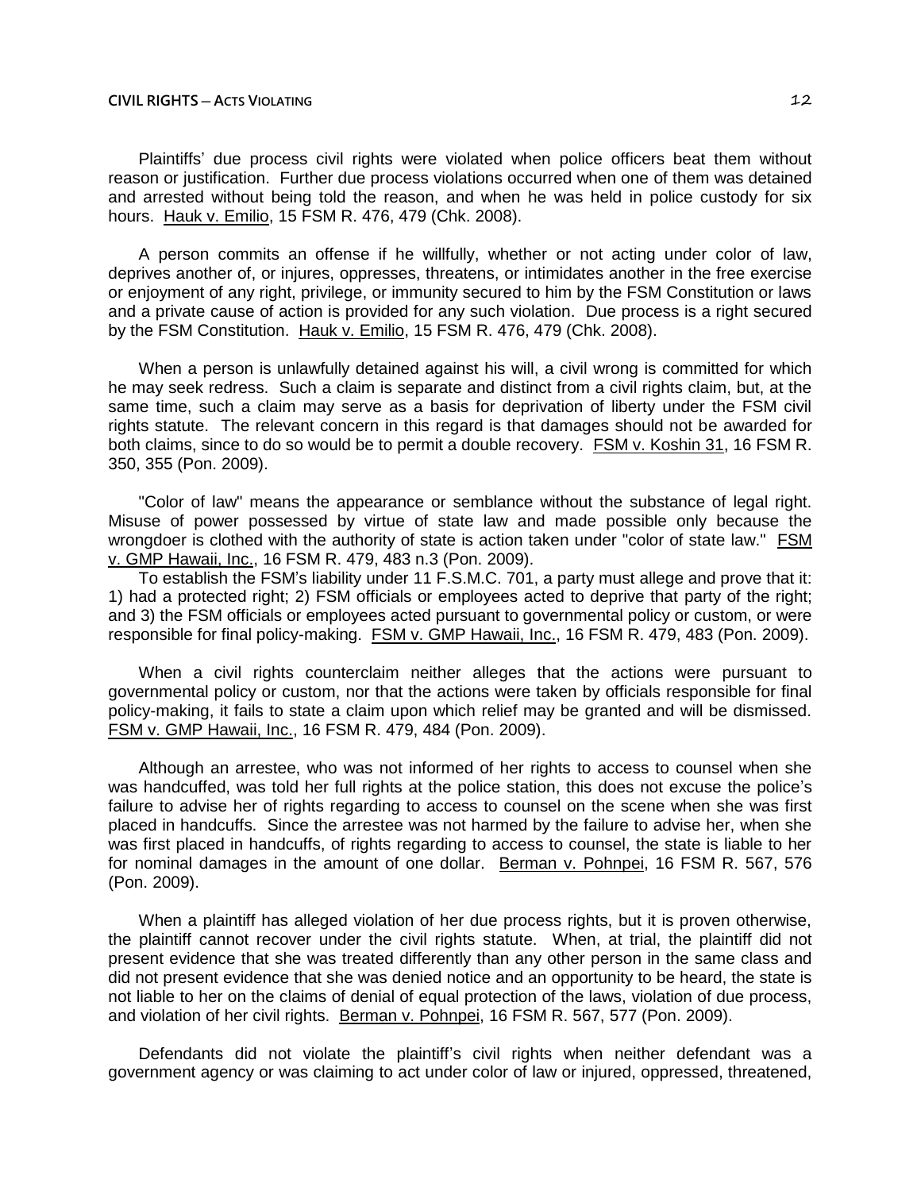Plaintiffs' due process civil rights were violated when police officers beat them without reason or justification. Further due process violations occurred when one of them was detained and arrested without being told the reason, and when he was held in police custody for six hours. Hauk v. Emilio, 15 FSM R. 476, 479 (Chk. 2008).

A person commits an offense if he willfully, whether or not acting under color of law, deprives another of, or injures, oppresses, threatens, or intimidates another in the free exercise or enjoyment of any right, privilege, or immunity secured to him by the FSM Constitution or laws and a private cause of action is provided for any such violation. Due process is a right secured by the FSM Constitution. Hauk v. Emilio, 15 FSM R. 476, 479 (Chk. 2008).

When a person is unlawfully detained against his will, a civil wrong is committed for which he may seek redress. Such a claim is separate and distinct from a civil rights claim, but, at the same time, such a claim may serve as a basis for deprivation of liberty under the FSM civil rights statute. The relevant concern in this regard is that damages should not be awarded for both claims, since to do so would be to permit a double recovery. FSM v. Koshin 31, 16 FSM R. 350, 355 (Pon. 2009).

"Color of law" means the appearance or semblance without the substance of legal right. Misuse of power possessed by virtue of state law and made possible only because the wrongdoer is clothed with the authority of state is action taken under "color of state law." FSM v. GMP Hawaii, Inc., 16 FSM R. 479, 483 n.3 (Pon. 2009).

To establish the FSM's liability under 11 F.S.M.C. 701, a party must allege and prove that it: 1) had a protected right; 2) FSM officials or employees acted to deprive that party of the right; and 3) the FSM officials or employees acted pursuant to governmental policy or custom, or were responsible for final policy-making. FSM v. GMP Hawaii, Inc., 16 FSM R. 479, 483 (Pon. 2009).

When a civil rights counterclaim neither alleges that the actions were pursuant to governmental policy or custom, nor that the actions were taken by officials responsible for final policy-making, it fails to state a claim upon which relief may be granted and will be dismissed. FSM v. GMP Hawaii, Inc., 16 FSM R. 479, 484 (Pon. 2009).

Although an arrestee, who was not informed of her rights to access to counsel when she was handcuffed, was told her full rights at the police station, this does not excuse the police's failure to advise her of rights regarding to access to counsel on the scene when she was first placed in handcuffs. Since the arrestee was not harmed by the failure to advise her, when she was first placed in handcuffs, of rights regarding to access to counsel, the state is liable to her for nominal damages in the amount of one dollar. Berman v. Pohnpei, 16 FSM R. 567, 576 (Pon. 2009).

When a plaintiff has alleged violation of her due process rights, but it is proven otherwise, the plaintiff cannot recover under the civil rights statute. When, at trial, the plaintiff did not present evidence that she was treated differently than any other person in the same class and did not present evidence that she was denied notice and an opportunity to be heard, the state is not liable to her on the claims of denial of equal protection of the laws, violation of due process, and violation of her civil rights. Berman v. Pohnpei, 16 FSM R. 567, 577 (Pon. 2009).

Defendants did not violate the plaintiff's civil rights when neither defendant was a government agency or was claiming to act under color of law or injured, oppressed, threatened,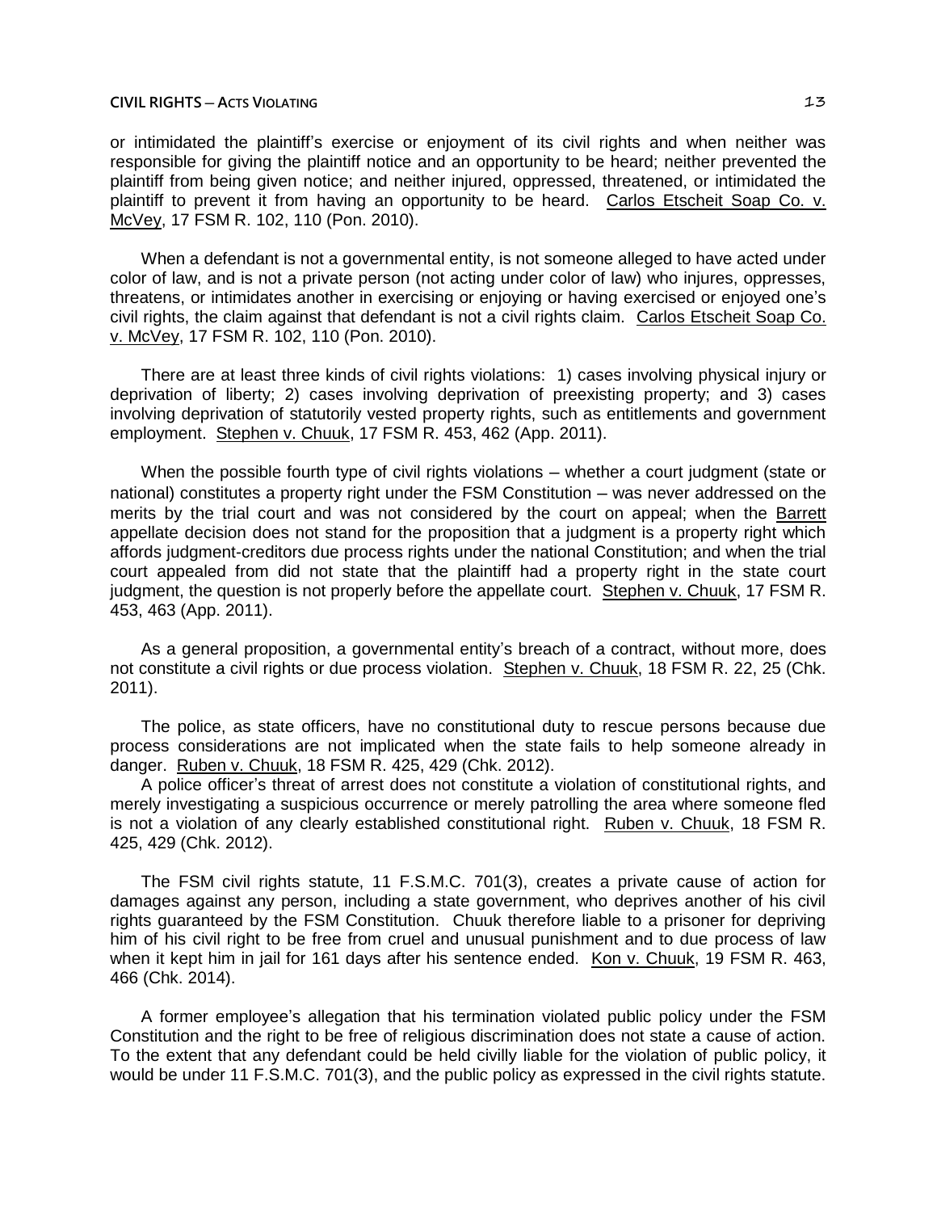or intimidated the plaintiff's exercise or enjoyment of its civil rights and when neither was responsible for giving the plaintiff notice and an opportunity to be heard; neither prevented the plaintiff from being given notice; and neither injured, oppressed, threatened, or intimidated the plaintiff to prevent it from having an opportunity to be heard. Carlos Etscheit Soap Co. v. McVey, 17 FSM R. 102, 110 (Pon. 2010).

When a defendant is not a governmental entity, is not someone alleged to have acted under color of law, and is not a private person (not acting under color of law) who injures, oppresses, threatens, or intimidates another in exercising or enjoying or having exercised or enjoyed one's civil rights, the claim against that defendant is not a civil rights claim. Carlos Etscheit Soap Co. v. McVey, 17 FSM R. 102, 110 (Pon. 2010).

There are at least three kinds of civil rights violations: 1) cases involving physical injury or deprivation of liberty; 2) cases involving deprivation of preexisting property; and 3) cases involving deprivation of statutorily vested property rights, such as entitlements and government employment. Stephen v. Chuuk, 17 FSM R. 453, 462 (App. 2011).

When the possible fourth type of civil rights violations – whether a court judgment (state or national) constitutes a property right under the FSM Constitution – was never addressed on the merits by the trial court and was not considered by the court on appeal; when the Barrett appellate decision does not stand for the proposition that a judgment is a property right which affords judgment-creditors due process rights under the national Constitution; and when the trial court appealed from did not state that the plaintiff had a property right in the state court judgment, the question is not properly before the appellate court. Stephen v. Chuuk, 17 FSM R. 453, 463 (App. 2011).

As a general proposition, a governmental entity's breach of a contract, without more, does not constitute a civil rights or due process violation. Stephen v. Chuuk, 18 FSM R. 22, 25 (Chk. 2011).

The police, as state officers, have no constitutional duty to rescue persons because due process considerations are not implicated when the state fails to help someone already in danger. Ruben v. Chuuk, 18 FSM R. 425, 429 (Chk. 2012).

A police officer's threat of arrest does not constitute a violation of constitutional rights, and merely investigating a suspicious occurrence or merely patrolling the area where someone fled is not a violation of any clearly established constitutional right. Ruben v. Chuuk, 18 FSM R. 425, 429 (Chk. 2012).

The FSM civil rights statute, 11 F.S.M.C. 701(3), creates a private cause of action for damages against any person, including a state government, who deprives another of his civil rights guaranteed by the FSM Constitution. Chuuk therefore liable to a prisoner for depriving him of his civil right to be free from cruel and unusual punishment and to due process of law when it kept him in jail for 161 days after his sentence ended. Kon v. Chuuk, 19 FSM R. 463, 466 (Chk. 2014).

A former employee's allegation that his termination violated public policy under the FSM Constitution and the right to be free of religious discrimination does not state a cause of action. To the extent that any defendant could be held civilly liable for the violation of public policy, it would be under 11 F.S.M.C. 701(3), and the public policy as expressed in the civil rights statute.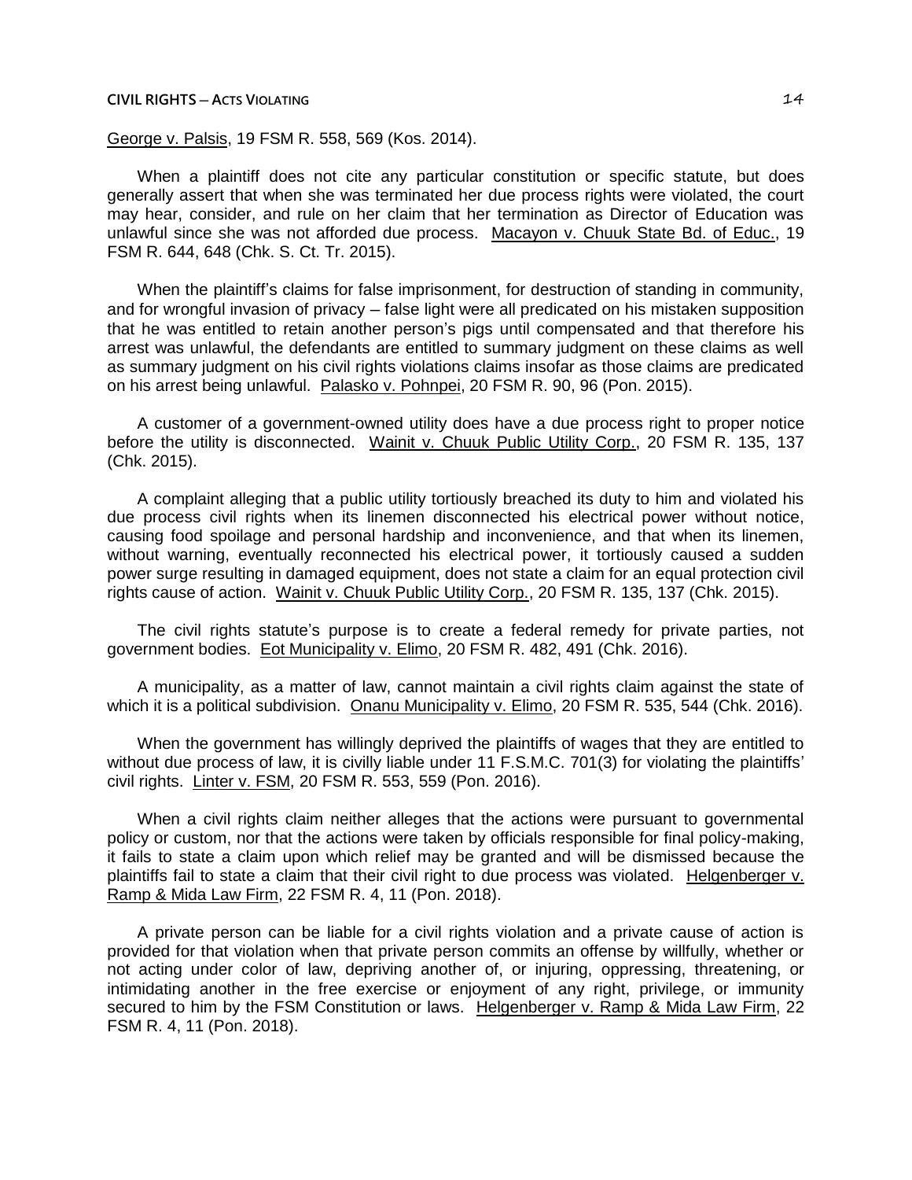George v. Palsis, 19 FSM R. 558, 569 (Kos. 2014).

When a plaintiff does not cite any particular constitution or specific statute, but does generally assert that when she was terminated her due process rights were violated, the court may hear, consider, and rule on her claim that her termination as Director of Education was unlawful since she was not afforded due process. Macayon v. Chuuk State Bd. of Educ., 19 FSM R. 644, 648 (Chk. S. Ct. Tr. 2015).

When the plaintiff's claims for false imprisonment, for destruction of standing in community, and for wrongful invasion of privacy – false light were all predicated on his mistaken supposition that he was entitled to retain another person's pigs until compensated and that therefore his arrest was unlawful, the defendants are entitled to summary judgment on these claims as well as summary judgment on his civil rights violations claims insofar as those claims are predicated on his arrest being unlawful. Palasko v. Pohnpei, 20 FSM R. 90, 96 (Pon. 2015).

A customer of a government-owned utility does have a due process right to proper notice before the utility is disconnected. Wainit v. Chuuk Public Utility Corp., 20 FSM R. 135, 137 (Chk. 2015).

A complaint alleging that a public utility tortiously breached its duty to him and violated his due process civil rights when its linemen disconnected his electrical power without notice, causing food spoilage and personal hardship and inconvenience, and that when its linemen, without warning, eventually reconnected his electrical power, it tortiously caused a sudden power surge resulting in damaged equipment, does not state a claim for an equal protection civil rights cause of action. Wainit v. Chuuk Public Utility Corp., 20 FSM R. 135, 137 (Chk. 2015).

The civil rights statute's purpose is to create a federal remedy for private parties, not government bodies. Eot Municipality v. Elimo, 20 FSM R. 482, 491 (Chk. 2016).

A municipality, as a matter of law, cannot maintain a civil rights claim against the state of which it is a political subdivision. Onanu Municipality v. Elimo, 20 FSM R. 535, 544 (Chk. 2016).

When the government has willingly deprived the plaintiffs of wages that they are entitled to without due process of law, it is civilly liable under 11 F.S.M.C. 701(3) for violating the plaintiffs' civil rights. Linter v. FSM, 20 FSM R. 553, 559 (Pon. 2016).

When a civil rights claim neither alleges that the actions were pursuant to governmental policy or custom, nor that the actions were taken by officials responsible for final policy-making, it fails to state a claim upon which relief may be granted and will be dismissed because the plaintiffs fail to state a claim that their civil right to due process was violated. Helgenberger v. Ramp & Mida Law Firm, 22 FSM R. 4, 11 (Pon. 2018).

A private person can be liable for a civil rights violation and a private cause of action is provided for that violation when that private person commits an offense by willfully, whether or not acting under color of law, depriving another of, or injuring, oppressing, threatening, or intimidating another in the free exercise or enjoyment of any right, privilege, or immunity secured to him by the FSM Constitution or laws. Helgenberger v. Ramp & Mida Law Firm, 22 FSM R. 4, 11 (Pon. 2018).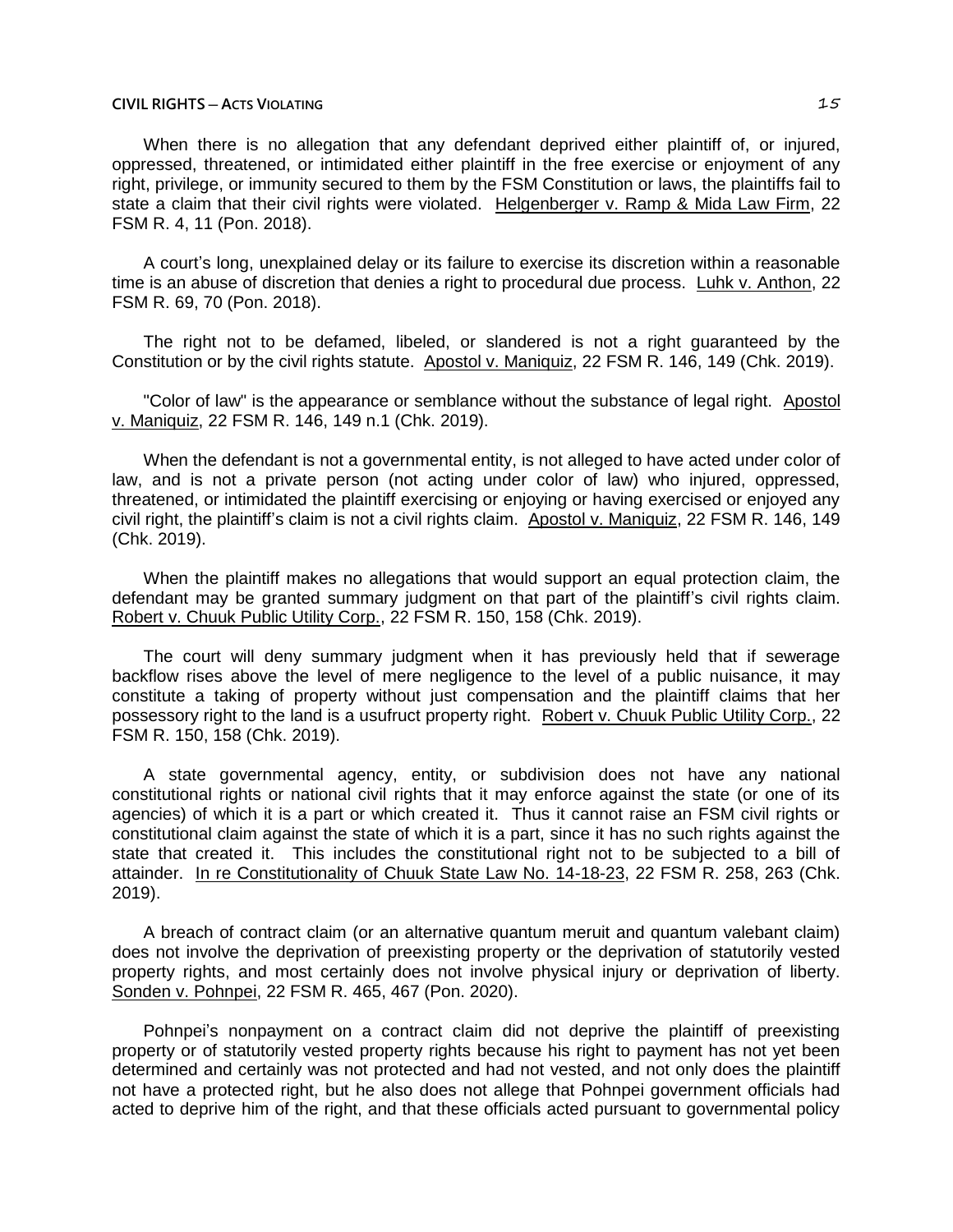When there is no allegation that any defendant deprived either plaintiff of, or injured, oppressed, threatened, or intimidated either plaintiff in the free exercise or enjoyment of any right, privilege, or immunity secured to them by the FSM Constitution or laws, the plaintiffs fail to state a claim that their civil rights were violated. Helgenberger v. Ramp & Mida Law Firm, 22 FSM R. 4, 11 (Pon. 2018).

A court's long, unexplained delay or its failure to exercise its discretion within a reasonable time is an abuse of discretion that denies a right to procedural due process. Luhk v. Anthon, 22 FSM R. 69, 70 (Pon. 2018).

The right not to be defamed, libeled, or slandered is not a right guaranteed by the Constitution or by the civil rights statute. Apostol v. Maniquiz, 22 FSM R. 146, 149 (Chk. 2019).

"Color of law" is the appearance or semblance without the substance of legal right. Apostol v. Maniquiz, 22 FSM R. 146, 149 n.1 (Chk. 2019).

When the defendant is not a governmental entity, is not alleged to have acted under color of law, and is not a private person (not acting under color of law) who injured, oppressed, threatened, or intimidated the plaintiff exercising or enjoying or having exercised or enjoyed any civil right, the plaintiff's claim is not a civil rights claim. Apostol v. Maniquiz, 22 FSM R. 146, 149 (Chk. 2019).

When the plaintiff makes no allegations that would support an equal protection claim, the defendant may be granted summary judgment on that part of the plaintiff's civil rights claim. Robert v. Chuuk Public Utility Corp., 22 FSM R. 150, 158 (Chk. 2019).

The court will deny summary judgment when it has previously held that if sewerage backflow rises above the level of mere negligence to the level of a public nuisance, it may constitute a taking of property without just compensation and the plaintiff claims that her possessory right to the land is a usufruct property right. Robert v. Chuuk Public Utility Corp., 22 FSM R. 150, 158 (Chk. 2019).

A state governmental agency, entity, or subdivision does not have any national constitutional rights or national civil rights that it may enforce against the state (or one of its agencies) of which it is a part or which created it. Thus it cannot raise an FSM civil rights or constitutional claim against the state of which it is a part, since it has no such rights against the state that created it. This includes the constitutional right not to be subjected to a bill of attainder. In re Constitutionality of Chuuk State Law No. 14-18-23, 22 FSM R. 258, 263 (Chk. 2019).

A breach of contract claim (or an alternative quantum meruit and quantum valebant claim) does not involve the deprivation of preexisting property or the deprivation of statutorily vested property rights, and most certainly does not involve physical injury or deprivation of liberty. Sonden v. Pohnpei, 22 FSM R. 465, 467 (Pon. 2020).

Pohnpei's nonpayment on a contract claim did not deprive the plaintiff of preexisting property or of statutorily vested property rights because his right to payment has not yet been determined and certainly was not protected and had not vested, and not only does the plaintiff not have a protected right, but he also does not allege that Pohnpei government officials had acted to deprive him of the right, and that these officials acted pursuant to governmental policy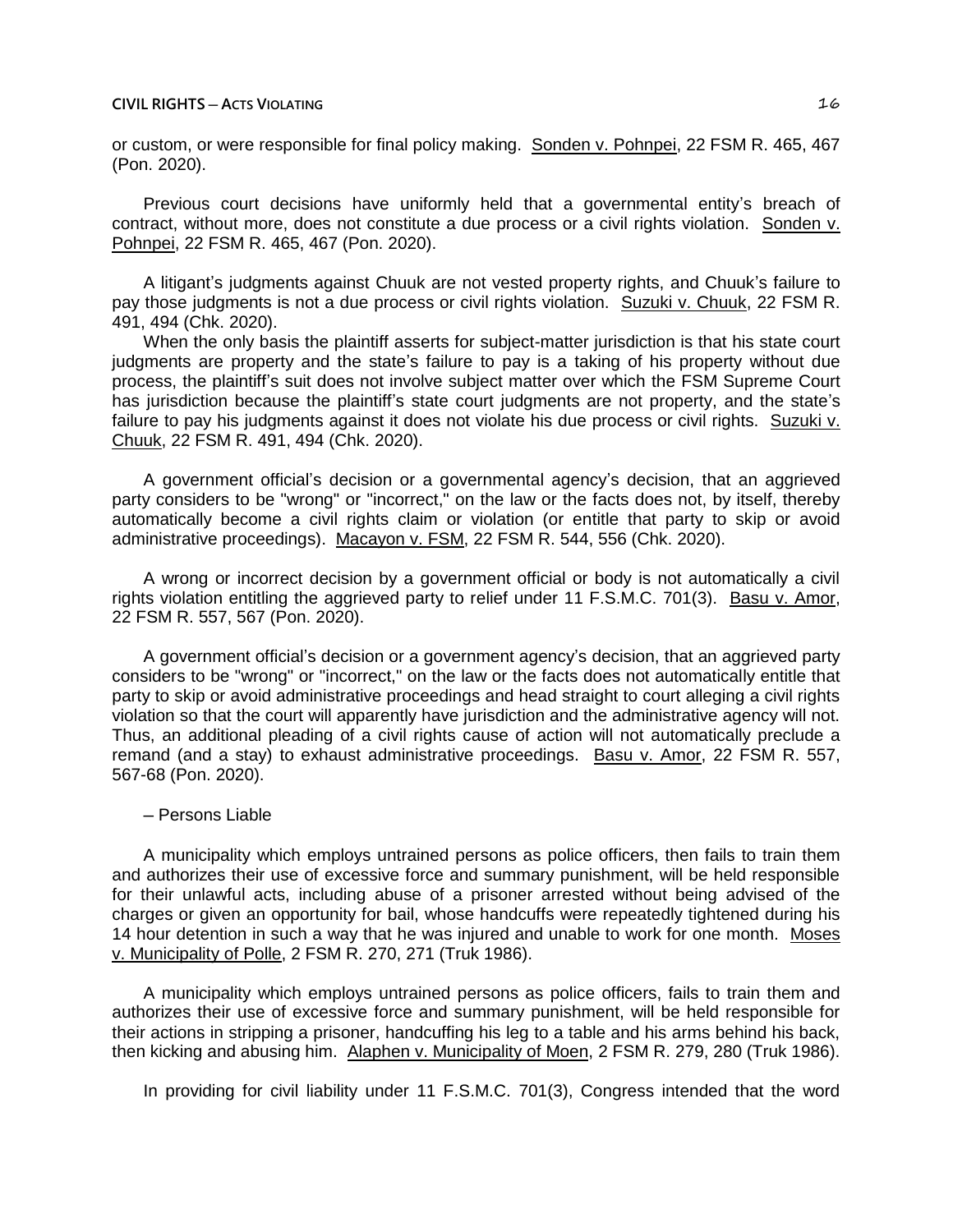or custom, or were responsible for final policy making. Sonden v. Pohnpei, 22 FSM R. 465, 467 (Pon. 2020).

Previous court decisions have uniformly held that a governmental entity's breach of contract, without more, does not constitute a due process or a civil rights violation. Sonden v. Pohnpei, 22 FSM R. 465, 467 (Pon. 2020).

A litigant's judgments against Chuuk are not vested property rights, and Chuuk's failure to pay those judgments is not a due process or civil rights violation. Suzuki v. Chuuk, 22 FSM R. 491, 494 (Chk. 2020).

When the only basis the plaintiff asserts for subject-matter jurisdiction is that his state court judgments are property and the state's failure to pay is a taking of his property without due process, the plaintiff's suit does not involve subject matter over which the FSM Supreme Court has jurisdiction because the plaintiff's state court judgments are not property, and the state's failure to pay his judgments against it does not violate his due process or civil rights. Suzuki v. Chuuk, 22 FSM R. 491, 494 (Chk. 2020).

A government official's decision or a governmental agency's decision, that an aggrieved party considers to be "wrong" or "incorrect," on the law or the facts does not, by itself, thereby automatically become a civil rights claim or violation (or entitle that party to skip or avoid administrative proceedings). Macayon v. FSM, 22 FSM R. 544, 556 (Chk. 2020).

A wrong or incorrect decision by a government official or body is not automatically a civil rights violation entitling the aggrieved party to relief under 11 F.S.M.C. 701(3). Basu v. Amor, 22 FSM R. 557, 567 (Pon. 2020).

A government official's decision or a government agency's decision, that an aggrieved party considers to be "wrong" or "incorrect," on the law or the facts does not automatically entitle that party to skip or avoid administrative proceedings and head straight to court alleging a civil rights violation so that the court will apparently have jurisdiction and the administrative agency will not. Thus, an additional pleading of a civil rights cause of action will not automatically preclude a remand (and a stay) to exhaust administrative proceedings. Basu v. Amor, 22 FSM R. 557, 567-68 (Pon. 2020).

– Persons Liable

A municipality which employs untrained persons as police officers, then fails to train them and authorizes their use of excessive force and summary punishment, will be held responsible for their unlawful acts, including abuse of a prisoner arrested without being advised of the charges or given an opportunity for bail, whose handcuffs were repeatedly tightened during his 14 hour detention in such a way that he was injured and unable to work for one month. Moses v. Municipality of Polle, 2 FSM R. 270, 271 (Truk 1986).

A municipality which employs untrained persons as police officers, fails to train them and authorizes their use of excessive force and summary punishment, will be held responsible for their actions in stripping a prisoner, handcuffing his leg to a table and his arms behind his back, then kicking and abusing him. Alaphen v. Municipality of Moen, 2 FSM R. 279, 280 (Truk 1986).

In providing for civil liability under 11 F.S.M.C. 701(3), Congress intended that the word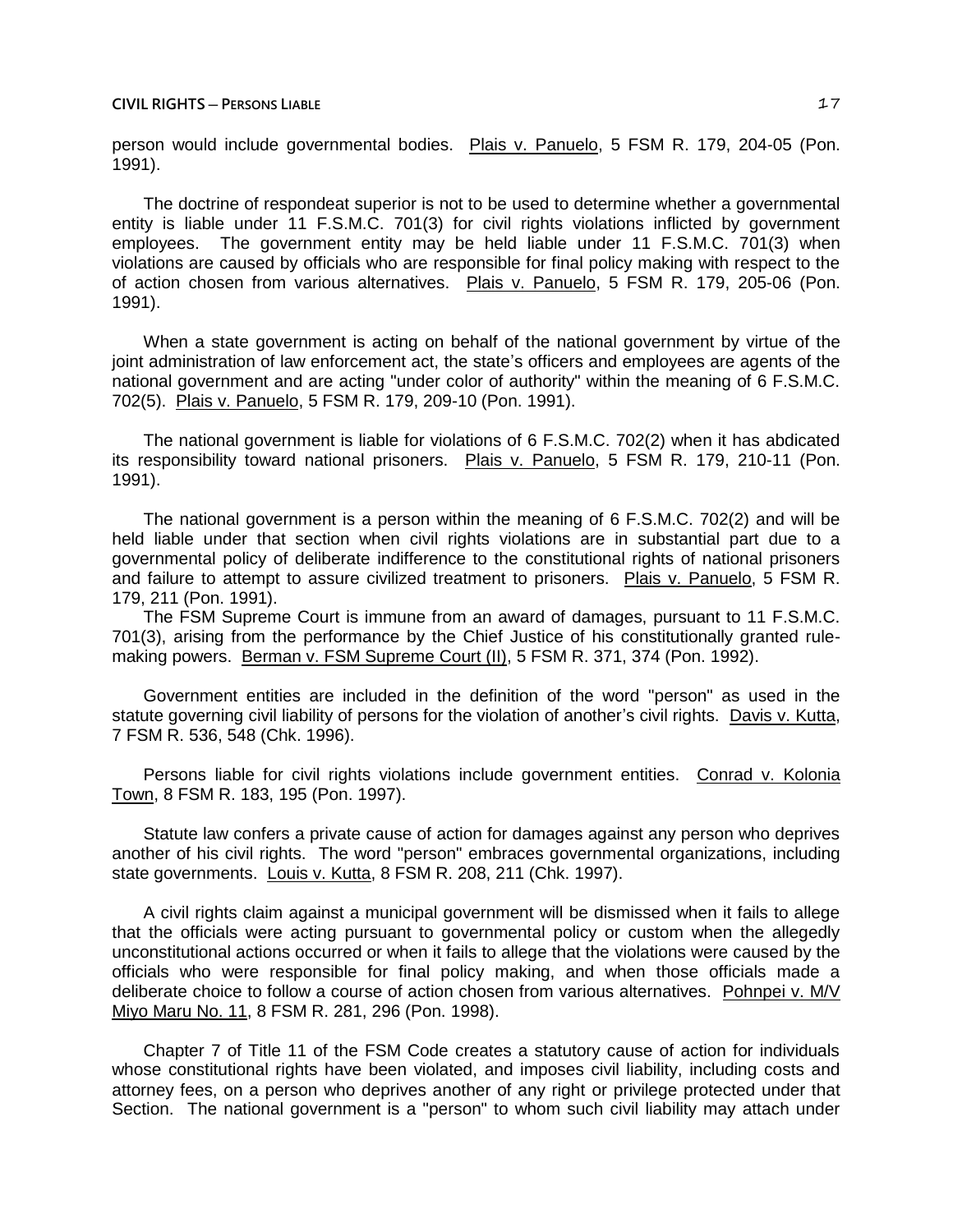person would include governmental bodies. Plais v. Panuelo, 5 FSM R. 179, 204-05 (Pon. 1991).

The doctrine of respondeat superior is not to be used to determine whether a governmental entity is liable under 11 F.S.M.C. 701(3) for civil rights violations inflicted by government employees. The government entity may be held liable under 11 F.S.M.C. 701(3) when violations are caused by officials who are responsible for final policy making with respect to the of action chosen from various alternatives. Plais v. Panuelo, 5 FSM R. 179, 205-06 (Pon. 1991).

When a state government is acting on behalf of the national government by virtue of the joint administration of law enforcement act, the state's officers and employees are agents of the national government and are acting "under color of authority" within the meaning of 6 F.S.M.C. 702(5). Plais v. Panuelo, 5 FSM R. 179, 209-10 (Pon. 1991).

The national government is liable for violations of 6 F.S.M.C. 702(2) when it has abdicated its responsibility toward national prisoners. Plais v. Panuelo, 5 FSM R. 179, 210-11 (Pon. 1991).

The national government is a person within the meaning of 6 F.S.M.C. 702(2) and will be held liable under that section when civil rights violations are in substantial part due to a governmental policy of deliberate indifference to the constitutional rights of national prisoners and failure to attempt to assure civilized treatment to prisoners. Plais v. Panuelo, 5 FSM R. 179, 211 (Pon. 1991).

The FSM Supreme Court is immune from an award of damages, pursuant to 11 F.S.M.C. 701(3), arising from the performance by the Chief Justice of his constitutionally granted rule-making powers. Berman v. FSM Supreme Court (II), 5 FSM R. 371, 374 (Pon. 1992).

Government entities are included in the definition of the word "person" as used in the statute governing civil liability of persons for the violation of another's civil rights. Davis v. Kutta, 7 FSM R. 536, 548 (Chk. 1996).

Persons liable for civil rights violations include government entities. Conrad v. Kolonia Town, 8 FSM R. 183, 195 (Pon. 1997).

Statute law confers a private cause of action for damages against any person who deprives another of his civil rights. The word "person" embraces governmental organizations, including state governments. Louis v. Kutta, 8 FSM R. 208, 211 (Chk. 1997).

A civil rights claim against a municipal government will be dismissed when it fails to allege that the officials were acting pursuant to governmental policy or custom when the allegedly unconstitutional actions occurred or when it fails to allege that the violations were caused by the officials who were responsible for final policy making, and when those officials made a deliberate choice to follow a course of action chosen from various alternatives. Pohnpei v. M/V Miyo Maru No. 11, 8 FSM R. 281, 296 (Pon. 1998).

Chapter 7 of Title 11 of the FSM Code creates a statutory cause of action for individuals whose constitutional rights have been violated, and imposes civil liability, including costs and attorney fees, on a person who deprives another of any right or privilege protected under that Section. The national government is a "person" to whom such civil liability may attach under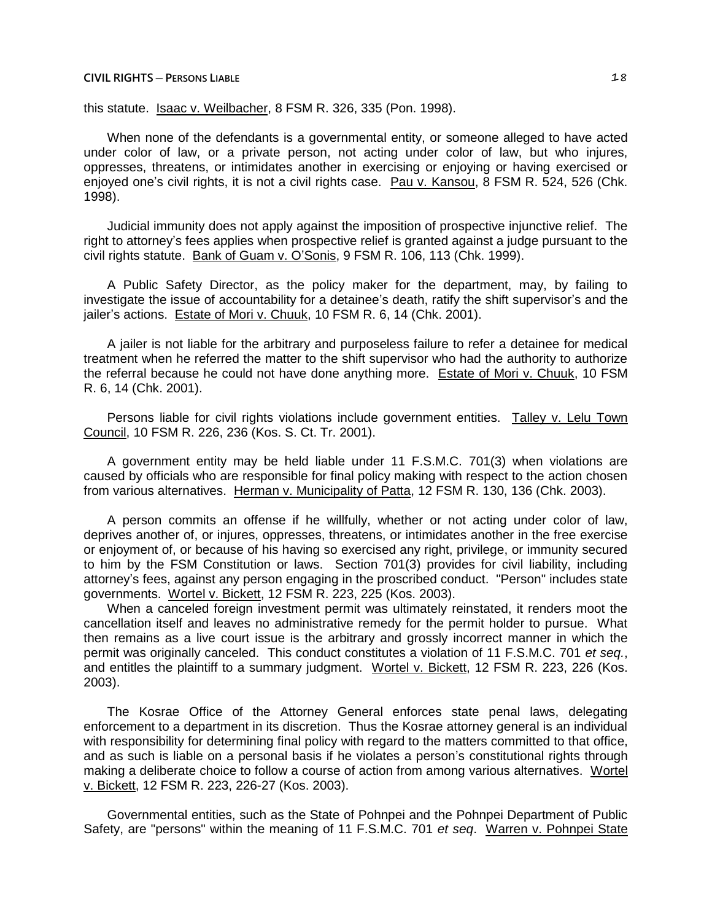this statute. Isaac v. Weilbacher, 8 FSM R. 326, 335 (Pon. 1998).

When none of the defendants is a governmental entity, or someone alleged to have acted under color of law, or a private person, not acting under color of law, but who injures, oppresses, threatens, or intimidates another in exercising or enjoying or having exercised or enjoyed one's civil rights, it is not a civil rights case. Pau v. Kansou, 8 FSM R. 524, 526 (Chk. 1998).

Judicial immunity does not apply against the imposition of prospective injunctive relief. The right to attorney's fees applies when prospective relief is granted against a judge pursuant to the civil rights statute. Bank of Guam v. O'Sonis, 9 FSM R. 106, 113 (Chk. 1999).

A Public Safety Director, as the policy maker for the department, may, by failing to investigate the issue of accountability for a detainee's death, ratify the shift supervisor's and the jailer's actions. Estate of Mori v. Chuuk, 10 FSM R. 6, 14 (Chk. 2001).

A jailer is not liable for the arbitrary and purposeless failure to refer a detainee for medical treatment when he referred the matter to the shift supervisor who had the authority to authorize the referral because he could not have done anything more. Estate of Mori v. Chuuk, 10 FSM R. 6, 14 (Chk. 2001).

Persons liable for civil rights violations include government entities. Talley v. Lelu Town Council, 10 FSM R. 226, 236 (Kos. S. Ct. Tr. 2001).

A government entity may be held liable under 11 F.S.M.C. 701(3) when violations are caused by officials who are responsible for final policy making with respect to the action chosen from various alternatives. Herman v. Municipality of Patta, 12 FSM R. 130, 136 (Chk. 2003).

A person commits an offense if he willfully, whether or not acting under color of law, deprives another of, or injures, oppresses, threatens, or intimidates another in the free exercise or enjoyment of, or because of his having so exercised any right, privilege, or immunity secured to him by the FSM Constitution or laws. Section 701(3) provides for civil liability, including attorney's fees, against any person engaging in the proscribed conduct. "Person" includes state governments. Wortel v. Bickett, 12 FSM R. 223, 225 (Kos. 2003).

When a canceled foreign investment permit was ultimately reinstated, it renders moot the cancellation itself and leaves no administrative remedy for the permit holder to pursue. What then remains as a live court issue is the arbitrary and grossly incorrect manner in which the permit was originally canceled. This conduct constitutes a violation of 11 F.S.M.C. 701 *et seq.*, and entitles the plaintiff to a summary judgment. Wortel v. Bickett, 12 FSM R. 223, 226 (Kos. 2003).

The Kosrae Office of the Attorney General enforces state penal laws, delegating enforcement to a department in its discretion. Thus the Kosrae attorney general is an individual with responsibility for determining final policy with regard to the matters committed to that office, and as such is liable on a personal basis if he violates a person's constitutional rights through making a deliberate choice to follow a course of action from among various alternatives. Wortel v. Bickett, 12 FSM R. 223, 226-27 (Kos. 2003).

Governmental entities, such as the State of Pohnpei and the Pohnpei Department of Public Safety, are "persons" within the meaning of 11 F.S.M.C. 701 *et seq*. Warren v. Pohnpei State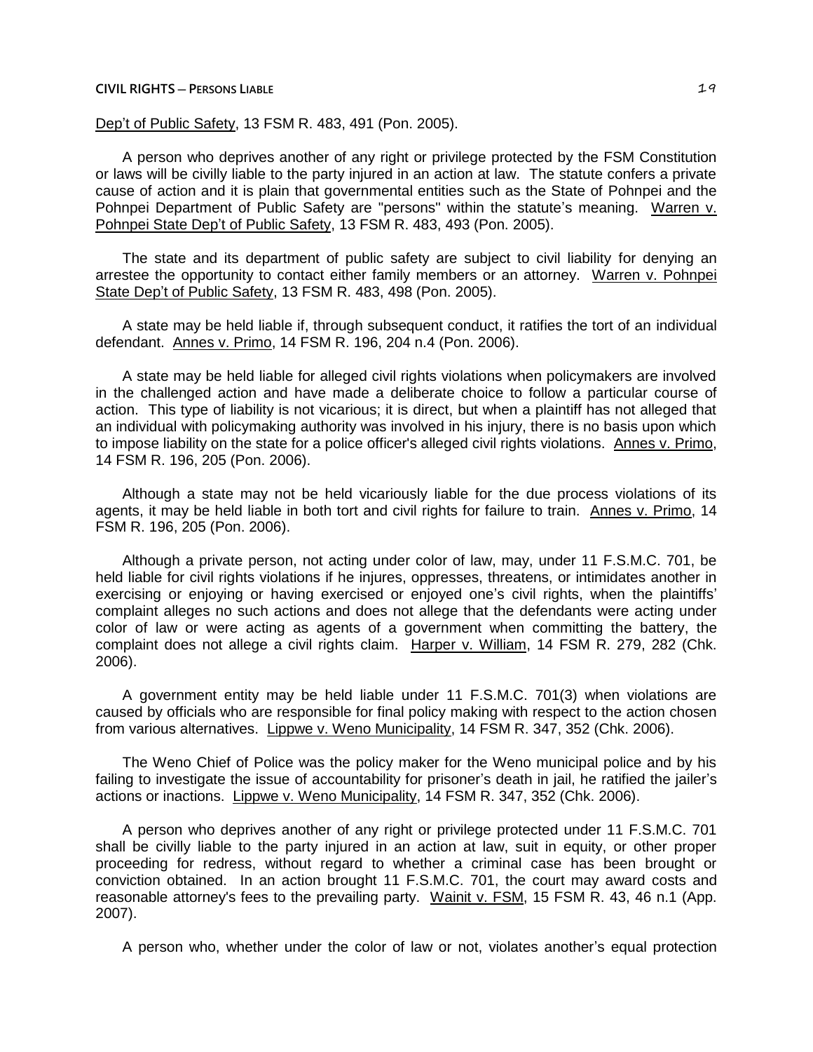Dep't of Public Safety, 13 FSM R. 483, 491 (Pon. 2005).

A person who deprives another of any right or privilege protected by the FSM Constitution or laws will be civilly liable to the party injured in an action at law. The statute confers a private cause of action and it is plain that governmental entities such as the State of Pohnpei and the Pohnpei Department of Public Safety are "persons" within the statute's meaning. Warren v. Pohnpei State Dep't of Public Safety, 13 FSM R. 483, 493 (Pon. 2005).

The state and its department of public safety are subject to civil liability for denying an arrestee the opportunity to contact either family members or an attorney. Warren v. Pohnpei State Dep't of Public Safety, 13 FSM R. 483, 498 (Pon. 2005).

A state may be held liable if, through subsequent conduct, it ratifies the tort of an individual defendant. Annes v. Primo, 14 FSM R. 196, 204 n.4 (Pon. 2006).

A state may be held liable for alleged civil rights violations when policymakers are involved in the challenged action and have made a deliberate choice to follow a particular course of action. This type of liability is not vicarious; it is direct, but when a plaintiff has not alleged that an individual with policymaking authority was involved in his injury, there is no basis upon which to impose liability on the state for a police officer's alleged civil rights violations. Annes v. Primo, 14 FSM R. 196, 205 (Pon. 2006).

Although a state may not be held vicariously liable for the due process violations of its agents, it may be held liable in both tort and civil rights for failure to train. Annes v. Primo, 14 FSM R. 196, 205 (Pon. 2006).

Although a private person, not acting under color of law, may, under 11 F.S.M.C. 701, be held liable for civil rights violations if he injures, oppresses, threatens, or intimidates another in exercising or enjoying or having exercised or enjoyed one's civil rights, when the plaintiffs' complaint alleges no such actions and does not allege that the defendants were acting under color of law or were acting as agents of a government when committing the battery, the complaint does not allege a civil rights claim. Harper v. William, 14 FSM R. 279, 282 (Chk. 2006).

A government entity may be held liable under 11 F.S.M.C. 701(3) when violations are caused by officials who are responsible for final policy making with respect to the action chosen from various alternatives. Lippwe v. Weno Municipality, 14 FSM R. 347, 352 (Chk. 2006).

The Weno Chief of Police was the policy maker for the Weno municipal police and by his failing to investigate the issue of accountability for prisoner's death in jail, he ratified the jailer's actions or inactions. Lippwe v. Weno Municipality, 14 FSM R. 347, 352 (Chk. 2006).

A person who deprives another of any right or privilege protected under 11 F.S.M.C. 701 shall be civilly liable to the party injured in an action at law, suit in equity, or other proper proceeding for redress, without regard to whether a criminal case has been brought or conviction obtained. In an action brought 11 F.S.M.C. 701, the court may award costs and reasonable attorney's fees to the prevailing party. Wainit v. FSM, 15 FSM R. 43, 46 n.1 (App. 2007).

A person who, whether under the color of law or not, violates another's equal protection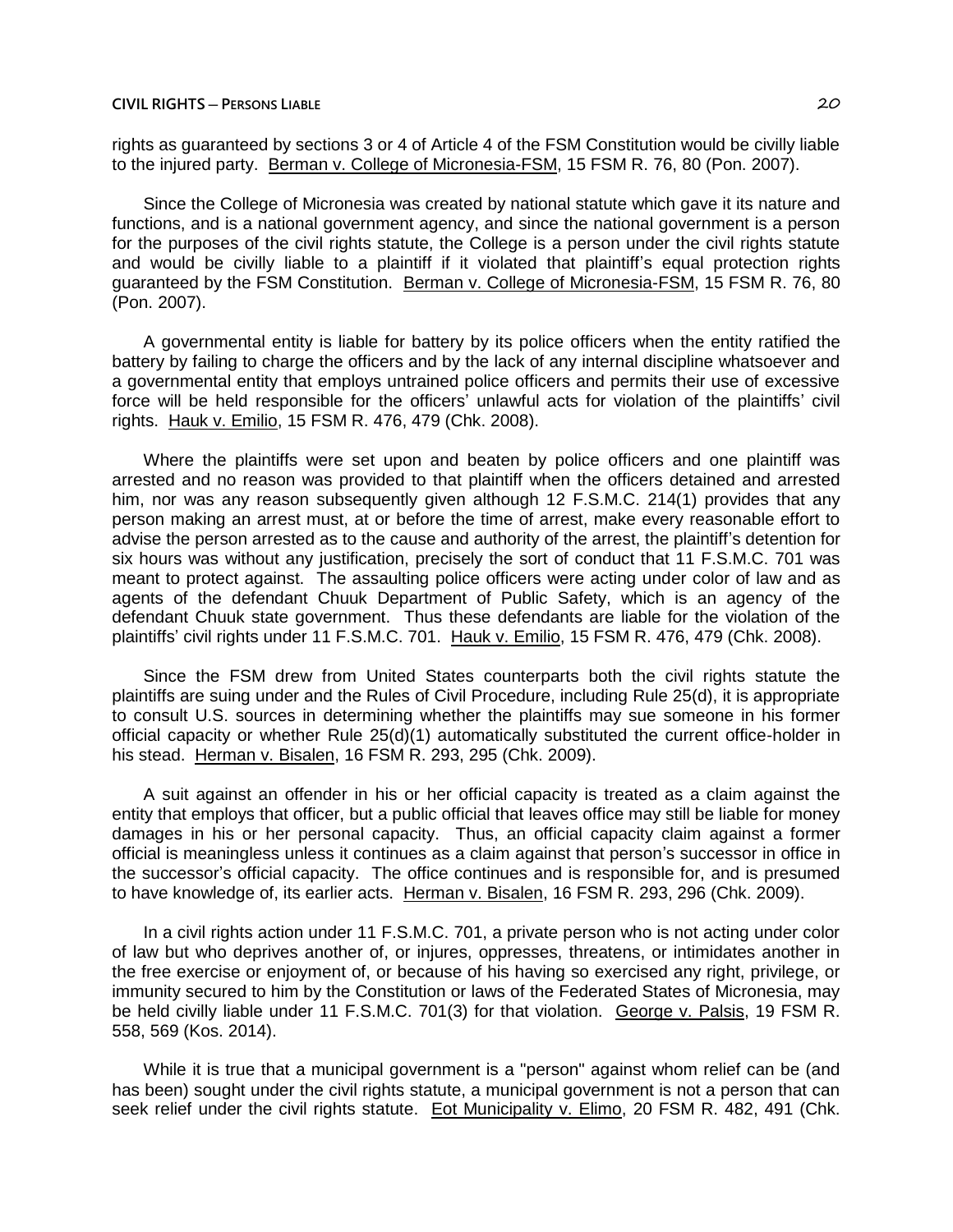rights as guaranteed by sections 3 or 4 of Article 4 of the FSM Constitution would be civilly liable to the injured party. Berman v. College of Micronesia-FSM, 15 FSM R. 76, 80 (Pon. 2007).

Since the College of Micronesia was created by national statute which gave it its nature and functions, and is a national government agency, and since the national government is a person for the purposes of the civil rights statute, the College is a person under the civil rights statute and would be civilly liable to a plaintiff if it violated that plaintiff's equal protection rights guaranteed by the FSM Constitution. Berman v. College of Micronesia-FSM, 15 FSM R. 76, 80 (Pon. 2007).

A governmental entity is liable for battery by its police officers when the entity ratified the battery by failing to charge the officers and by the lack of any internal discipline whatsoever and a governmental entity that employs untrained police officers and permits their use of excessive force will be held responsible for the officers' unlawful acts for violation of the plaintiffs' civil rights. Hauk v. Emilio, 15 FSM R. 476, 479 (Chk. 2008).

Where the plaintiffs were set upon and beaten by police officers and one plaintiff was arrested and no reason was provided to that plaintiff when the officers detained and arrested him, nor was any reason subsequently given although 12 F.S.M.C. 214(1) provides that any person making an arrest must, at or before the time of arrest, make every reasonable effort to advise the person arrested as to the cause and authority of the arrest, the plaintiff's detention for six hours was without any justification, precisely the sort of conduct that 11 F.S.M.C. 701 was meant to protect against. The assaulting police officers were acting under color of law and as agents of the defendant Chuuk Department of Public Safety, which is an agency of the defendant Chuuk state government. Thus these defendants are liable for the violation of the plaintiffs' civil rights under 11 F.S.M.C. 701. Hauk v. Emilio, 15 FSM R. 476, 479 (Chk. 2008).

Since the FSM drew from United States counterparts both the civil rights statute the plaintiffs are suing under and the Rules of Civil Procedure, including Rule 25(d), it is appropriate to consult U.S. sources in determining whether the plaintiffs may sue someone in his former official capacity or whether Rule 25(d)(1) automatically substituted the current office-holder in his stead. Herman v. Bisalen, 16 FSM R. 293, 295 (Chk. 2009).

A suit against an offender in his or her official capacity is treated as a claim against the entity that employs that officer, but a public official that leaves office may still be liable for money damages in his or her personal capacity. Thus, an official capacity claim against a former official is meaningless unless it continues as a claim against that person's successor in office in the successor's official capacity. The office continues and is responsible for, and is presumed to have knowledge of, its earlier acts. Herman v. Bisalen, 16 FSM R. 293, 296 (Chk. 2009).

In a civil rights action under 11 F.S.M.C. 701, a private person who is not acting under color of law but who deprives another of, or injures, oppresses, threatens, or intimidates another in the free exercise or enjoyment of, or because of his having so exercised any right, privilege, or immunity secured to him by the Constitution or laws of the Federated States of Micronesia, may be held civilly liable under 11 F.S.M.C. 701(3) for that violation. George v. Palsis, 19 FSM R. 558, 569 (Kos. 2014).

While it is true that a municipal government is a "person" against whom relief can be (and has been) sought under the civil rights statute, a municipal government is not a person that can seek relief under the civil rights statute. Eot Municipality v. Elimo, 20 FSM R. 482, 491 (Chk.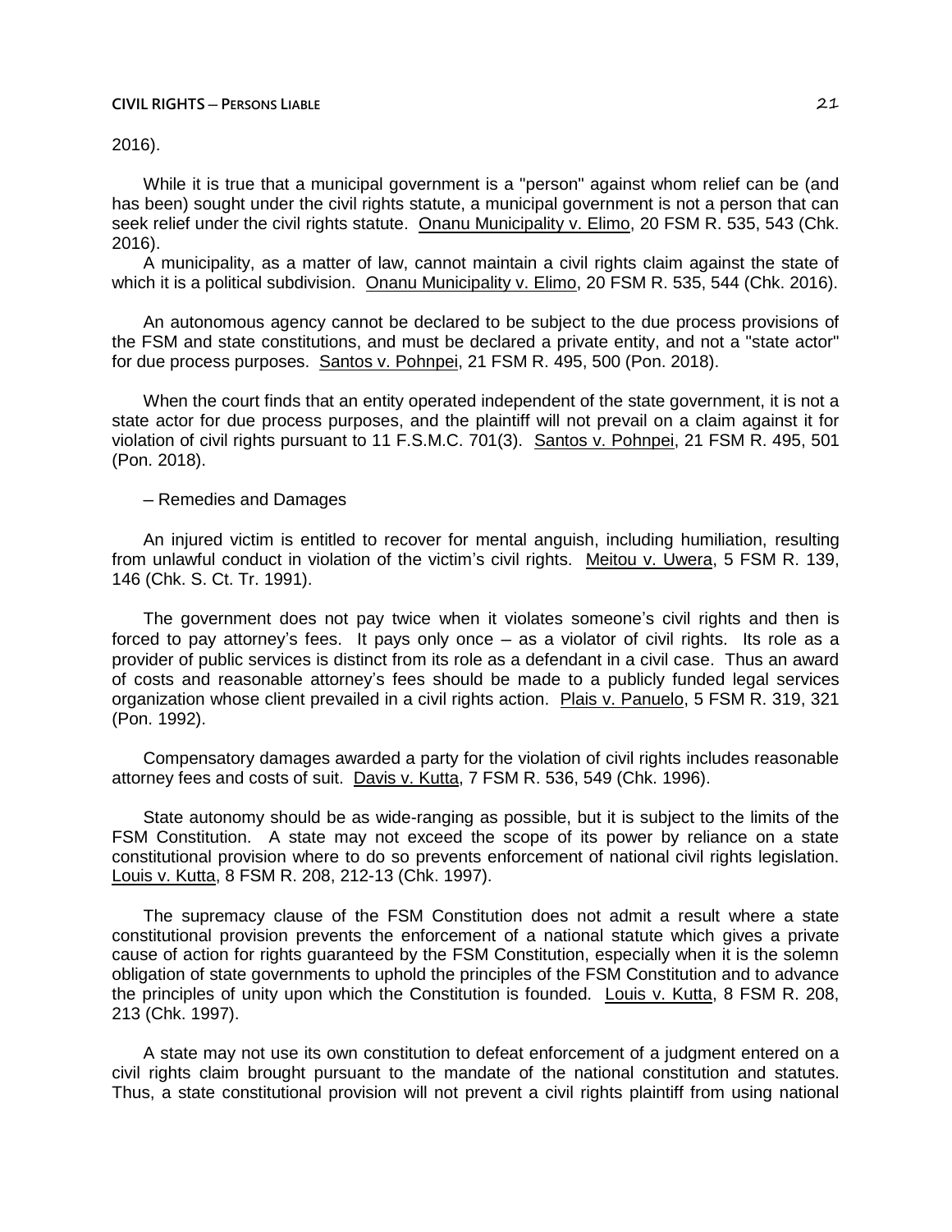2016).

While it is true that a municipal government is a "person" against whom relief can be (and has been) sought under the civil rights statute, a municipal government is not a person that can seek relief under the civil rights statute. Onanu Municipality v. Elimo, 20 FSM R. 535, 543 (Chk. 2016).

A municipality, as a matter of law, cannot maintain a civil rights claim against the state of which it is a political subdivision. Onanu Municipality v. Elimo, 20 FSM R. 535, 544 (Chk. 2016).

An autonomous agency cannot be declared to be subject to the due process provisions of the FSM and state constitutions, and must be declared a private entity, and not a "state actor" for due process purposes. Santos v. Pohnpei, 21 FSM R. 495, 500 (Pon. 2018).

When the court finds that an entity operated independent of the state government, it is not a state actor for due process purposes, and the plaintiff will not prevail on a claim against it for violation of civil rights pursuant to 11 F.S.M.C. 701(3). Santos v. Pohnpei, 21 FSM R. 495, 501 (Pon. 2018).

– Remedies and Damages

An injured victim is entitled to recover for mental anguish, including humiliation, resulting from unlawful conduct in violation of the victim's civil rights. Meitou v. Uwera, 5 FSM R. 139, 146 (Chk. S. Ct. Tr. 1991).

The government does not pay twice when it violates someone's civil rights and then is forced to pay attorney's fees. It pays only once – as a violator of civil rights. Its role as a provider of public services is distinct from its role as a defendant in a civil case. Thus an award of costs and reasonable attorney's fees should be made to a publicly funded legal services organization whose client prevailed in a civil rights action. Plais v. Panuelo, 5 FSM R. 319, 321 (Pon. 1992).

Compensatory damages awarded a party for the violation of civil rights includes reasonable attorney fees and costs of suit. Davis v. Kutta, 7 FSM R. 536, 549 (Chk. 1996).

State autonomy should be as wide-ranging as possible, but it is subject to the limits of the FSM Constitution. A state may not exceed the scope of its power by reliance on a state constitutional provision where to do so prevents enforcement of national civil rights legislation. Louis v. Kutta, 8 FSM R. 208, 212-13 (Chk. 1997).

The supremacy clause of the FSM Constitution does not admit a result where a state constitutional provision prevents the enforcement of a national statute which gives a private cause of action for rights guaranteed by the FSM Constitution, especially when it is the solemn obligation of state governments to uphold the principles of the FSM Constitution and to advance the principles of unity upon which the Constitution is founded. Louis v. Kutta, 8 FSM R. 208, 213 (Chk. 1997).

A state may not use its own constitution to defeat enforcement of a judgment entered on a civil rights claim brought pursuant to the mandate of the national constitution and statutes. Thus, a state constitutional provision will not prevent a civil rights plaintiff from using national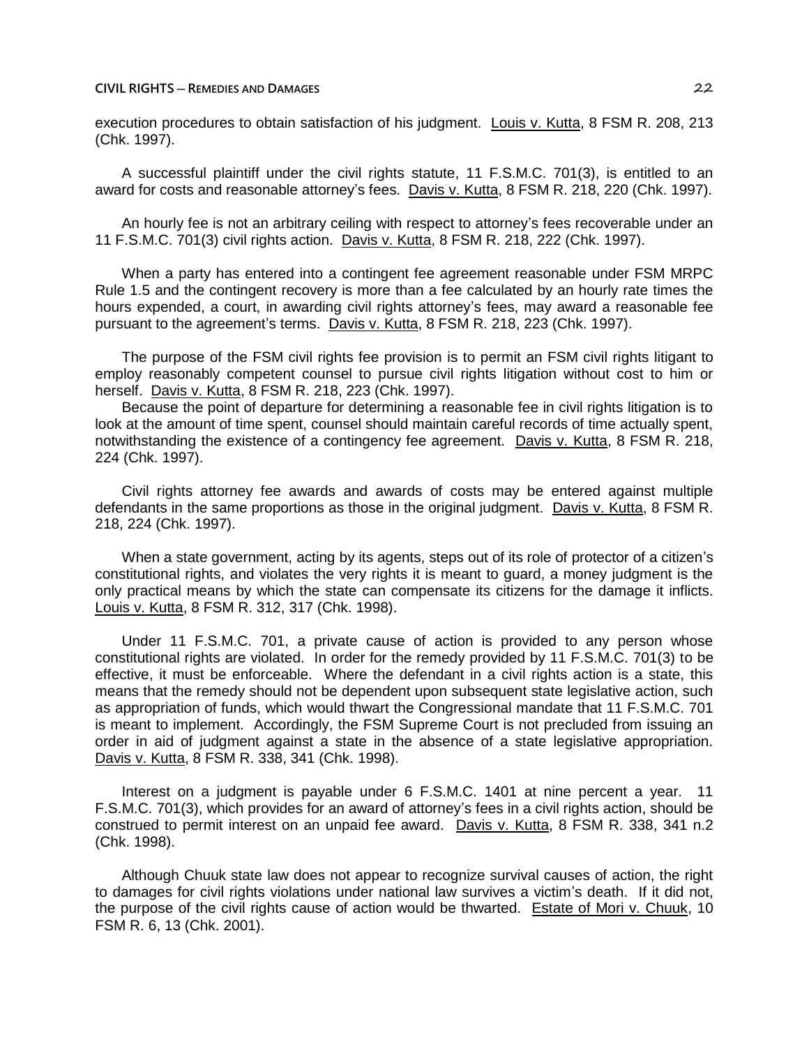execution procedures to obtain satisfaction of his judgment. Louis v. Kutta, 8 FSM R. 208, 213 (Chk. 1997).

A successful plaintiff under the civil rights statute, 11 F.S.M.C. 701(3), is entitled to an award for costs and reasonable attorney's fees. Davis v. Kutta, 8 FSM R. 218, 220 (Chk. 1997).

An hourly fee is not an arbitrary ceiling with respect to attorney's fees recoverable under an 11 F.S.M.C. 701(3) civil rights action. Davis v. Kutta, 8 FSM R. 218, 222 (Chk. 1997).

When a party has entered into a contingent fee agreement reasonable under FSM MRPC Rule 1.5 and the contingent recovery is more than a fee calculated by an hourly rate times the hours expended, a court, in awarding civil rights attorney's fees, may award a reasonable fee pursuant to the agreement's terms. Davis v. Kutta, 8 FSM R. 218, 223 (Chk. 1997).

The purpose of the FSM civil rights fee provision is to permit an FSM civil rights litigant to employ reasonably competent counsel to pursue civil rights litigation without cost to him or herself. Davis v. Kutta, 8 FSM R. 218, 223 (Chk. 1997).

Because the point of departure for determining a reasonable fee in civil rights litigation is to look at the amount of time spent, counsel should maintain careful records of time actually spent, notwithstanding the existence of a contingency fee agreement. Davis v. Kutta, 8 FSM R. 218, 224 (Chk. 1997).

Civil rights attorney fee awards and awards of costs may be entered against multiple defendants in the same proportions as those in the original judgment. Davis v. Kutta, 8 FSM R. 218, 224 (Chk. 1997).

When a state government, acting by its agents, steps out of its role of protector of a citizen's constitutional rights, and violates the very rights it is meant to guard, a money judgment is the only practical means by which the state can compensate its citizens for the damage it inflicts. Louis v. Kutta, 8 FSM R. 312, 317 (Chk. 1998).

Under 11 F.S.M.C. 701, a private cause of action is provided to any person whose constitutional rights are violated. In order for the remedy provided by 11 F.S.M.C. 701(3) to be effective, it must be enforceable. Where the defendant in a civil rights action is a state, this means that the remedy should not be dependent upon subsequent state legislative action, such as appropriation of funds, which would thwart the Congressional mandate that 11 F.S.M.C. 701 is meant to implement. Accordingly, the FSM Supreme Court is not precluded from issuing an order in aid of judgment against a state in the absence of a state legislative appropriation. Davis v. Kutta, 8 FSM R. 338, 341 (Chk. 1998).

Interest on a judgment is payable under 6 F.S.M.C. 1401 at nine percent a year. 11 F.S.M.C. 701(3), which provides for an award of attorney's fees in a civil rights action, should be construed to permit interest on an unpaid fee award. Davis v. Kutta, 8 FSM R. 338, 341 n.2 (Chk. 1998).

Although Chuuk state law does not appear to recognize survival causes of action, the right to damages for civil rights violations under national law survives a victim's death. If it did not, the purpose of the civil rights cause of action would be thwarted. Estate of Mori v. Chuuk, 10 FSM R. 6, 13 (Chk. 2001).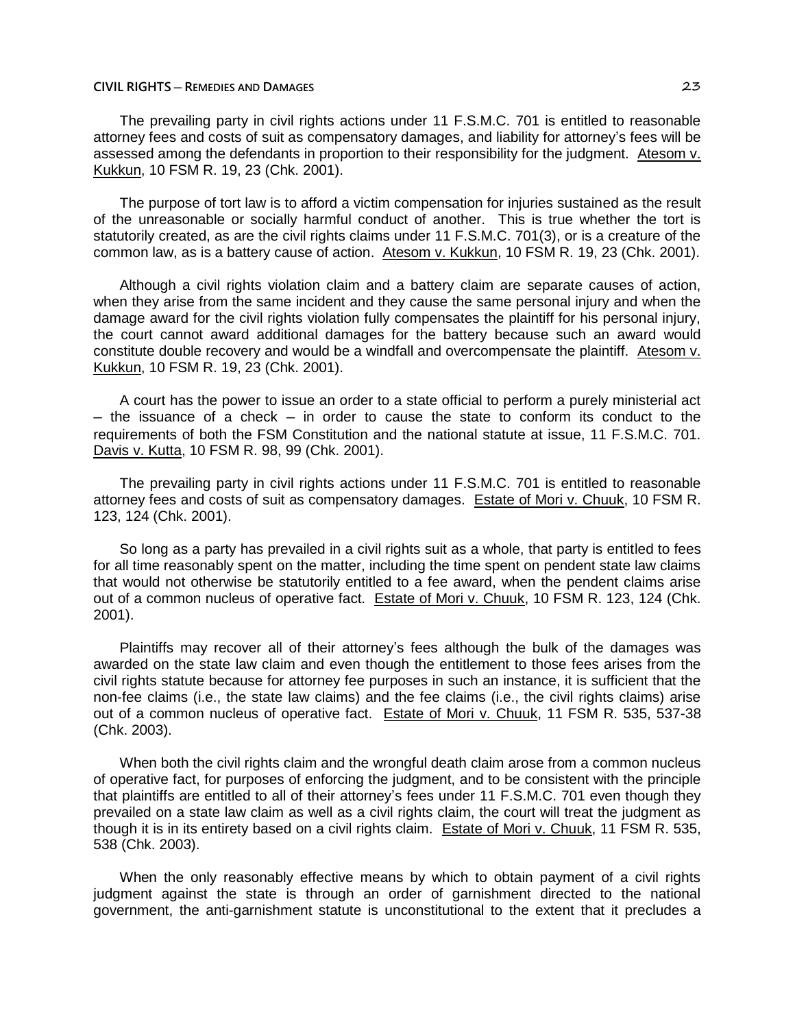The prevailing party in civil rights actions under 11 F.S.M.C. 701 is entitled to reasonable attorney fees and costs of suit as compensatory damages, and liability for attorney's fees will be assessed among the defendants in proportion to their responsibility for the judgment. Atesom v. Kukkun, 10 FSM R. 19, 23 (Chk. 2001).

The purpose of tort law is to afford a victim compensation for injuries sustained as the result of the unreasonable or socially harmful conduct of another. This is true whether the tort is statutorily created, as are the civil rights claims under 11 F.S.M.C. 701(3), or is a creature of the common law, as is a battery cause of action. Atesom v. Kukkun, 10 FSM R. 19, 23 (Chk. 2001).

Although a civil rights violation claim and a battery claim are separate causes of action, when they arise from the same incident and they cause the same personal injury and when the damage award for the civil rights violation fully compensates the plaintiff for his personal injury, the court cannot award additional damages for the battery because such an award would constitute double recovery and would be a windfall and overcompensate the plaintiff. Atesom v. Kukkun, 10 FSM R. 19, 23 (Chk. 2001).

A court has the power to issue an order to a state official to perform a purely ministerial act – the issuance of a check – in order to cause the state to conform its conduct to the requirements of both the FSM Constitution and the national statute at issue, 11 F.S.M.C. 701. Davis v. Kutta, 10 FSM R. 98, 99 (Chk. 2001).

The prevailing party in civil rights actions under 11 F.S.M.C. 701 is entitled to reasonable attorney fees and costs of suit as compensatory damages. Estate of Mori v. Chuuk, 10 FSM R. 123, 124 (Chk. 2001).

So long as a party has prevailed in a civil rights suit as a whole, that party is entitled to fees for all time reasonably spent on the matter, including the time spent on pendent state law claims that would not otherwise be statutorily entitled to a fee award, when the pendent claims arise out of a common nucleus of operative fact. Estate of Mori v. Chuuk, 10 FSM R. 123, 124 (Chk. 2001).

Plaintiffs may recover all of their attorney's fees although the bulk of the damages was awarded on the state law claim and even though the entitlement to those fees arises from the civil rights statute because for attorney fee purposes in such an instance, it is sufficient that the non-fee claims (i.e., the state law claims) and the fee claims (i.e., the civil rights claims) arise out of a common nucleus of operative fact. Estate of Mori v. Chuuk, 11 FSM R. 535, 537-38 (Chk. 2003).

When both the civil rights claim and the wrongful death claim arose from a common nucleus of operative fact, for purposes of enforcing the judgment, and to be consistent with the principle that plaintiffs are entitled to all of their attorney's fees under 11 F.S.M.C. 701 even though they prevailed on a state law claim as well as a civil rights claim, the court will treat the judgment as though it is in its entirety based on a civil rights claim. Estate of Mori v. Chuuk, 11 FSM R. 535, 538 (Chk. 2003).

When the only reasonably effective means by which to obtain payment of a civil rights judgment against the state is through an order of garnishment directed to the national government, the anti-garnishment statute is unconstitutional to the extent that it precludes a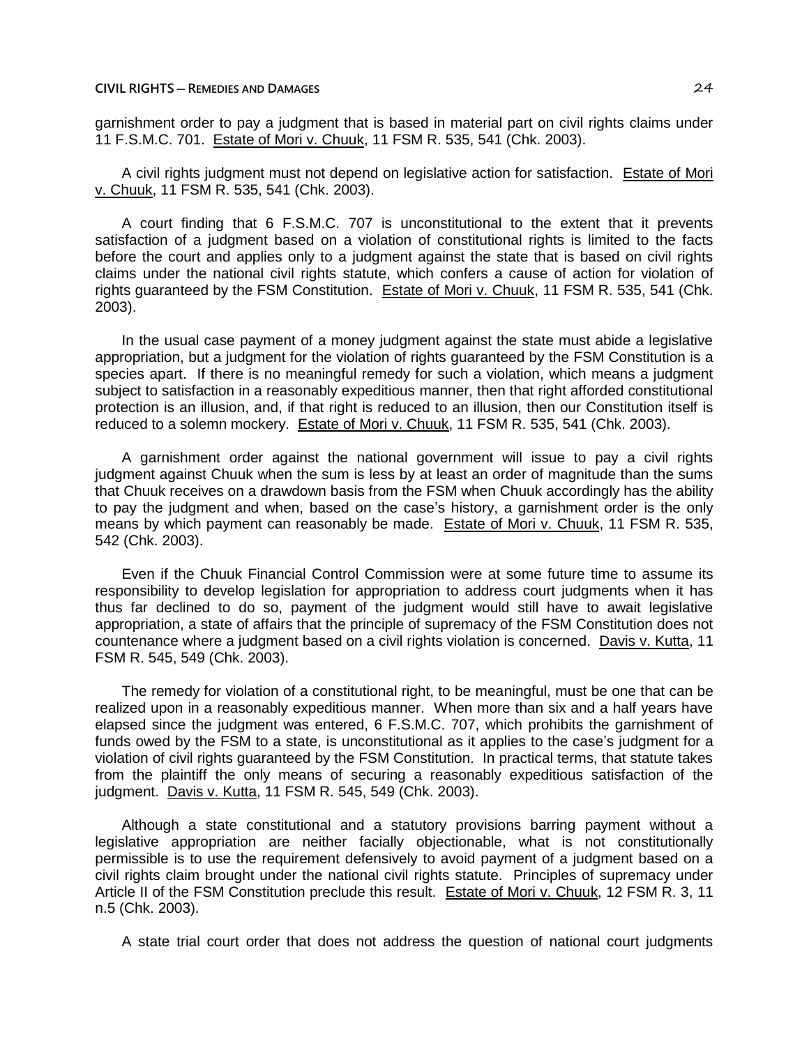garnishment order to pay a judgment that is based in material part on civil rights claims under 11 F.S.M.C. 701. Estate of Mori v. Chuuk, 11 FSM R. 535, 541 (Chk. 2003).

A civil rights judgment must not depend on legislative action for satisfaction. Estate of Mori v. Chuuk, 11 FSM R. 535, 541 (Chk. 2003).

A court finding that 6 F.S.M.C. 707 is unconstitutional to the extent that it prevents satisfaction of a judgment based on a violation of constitutional rights is limited to the facts before the court and applies only to a judgment against the state that is based on civil rights claims under the national civil rights statute, which confers a cause of action for violation of rights guaranteed by the FSM Constitution. Estate of Mori v. Chuuk, 11 FSM R. 535, 541 (Chk. 2003).

In the usual case payment of a money judgment against the state must abide a legislative appropriation, but a judgment for the violation of rights guaranteed by the FSM Constitution is a species apart. If there is no meaningful remedy for such a violation, which means a judgment subject to satisfaction in a reasonably expeditious manner, then that right afforded constitutional protection is an illusion, and, if that right is reduced to an illusion, then our Constitution itself is reduced to a solemn mockery. Estate of Mori v. Chuuk, 11 FSM R. 535, 541 (Chk. 2003).

A garnishment order against the national government will issue to pay a civil rights judgment against Chuuk when the sum is less by at least an order of magnitude than the sums that Chuuk receives on a drawdown basis from the FSM when Chuuk accordingly has the ability to pay the judgment and when, based on the case's history, a garnishment order is the only means by which payment can reasonably be made. Estate of Mori v. Chuuk, 11 FSM R. 535, 542 (Chk. 2003).

Even if the Chuuk Financial Control Commission were at some future time to assume its responsibility to develop legislation for appropriation to address court judgments when it has thus far declined to do so, payment of the judgment would still have to await legislative appropriation, a state of affairs that the principle of supremacy of the FSM Constitution does not countenance where a judgment based on a civil rights violation is concerned. Davis v. Kutta, 11 FSM R. 545, 549 (Chk. 2003).

The remedy for violation of a constitutional right, to be meaningful, must be one that can be realized upon in a reasonably expeditious manner. When more than six and a half years have elapsed since the judgment was entered, 6 F.S.M.C. 707, which prohibits the garnishment of funds owed by the FSM to a state, is unconstitutional as it applies to the case's judgment for a violation of civil rights guaranteed by the FSM Constitution. In practical terms, that statute takes from the plaintiff the only means of securing a reasonably expeditious satisfaction of the judgment. Davis v. Kutta, 11 FSM R. 545, 549 (Chk. 2003).

Although a state constitutional and a statutory provisions barring payment without a legislative appropriation are neither facially objectionable, what is not constitutionally permissible is to use the requirement defensively to avoid payment of a judgment based on a civil rights claim brought under the national civil rights statute. Principles of supremacy under Article II of the FSM Constitution preclude this result. Estate of Mori v. Chuuk, 12 FSM R. 3, 11 n.5 (Chk. 2003).

A state trial court order that does not address the question of national court judgments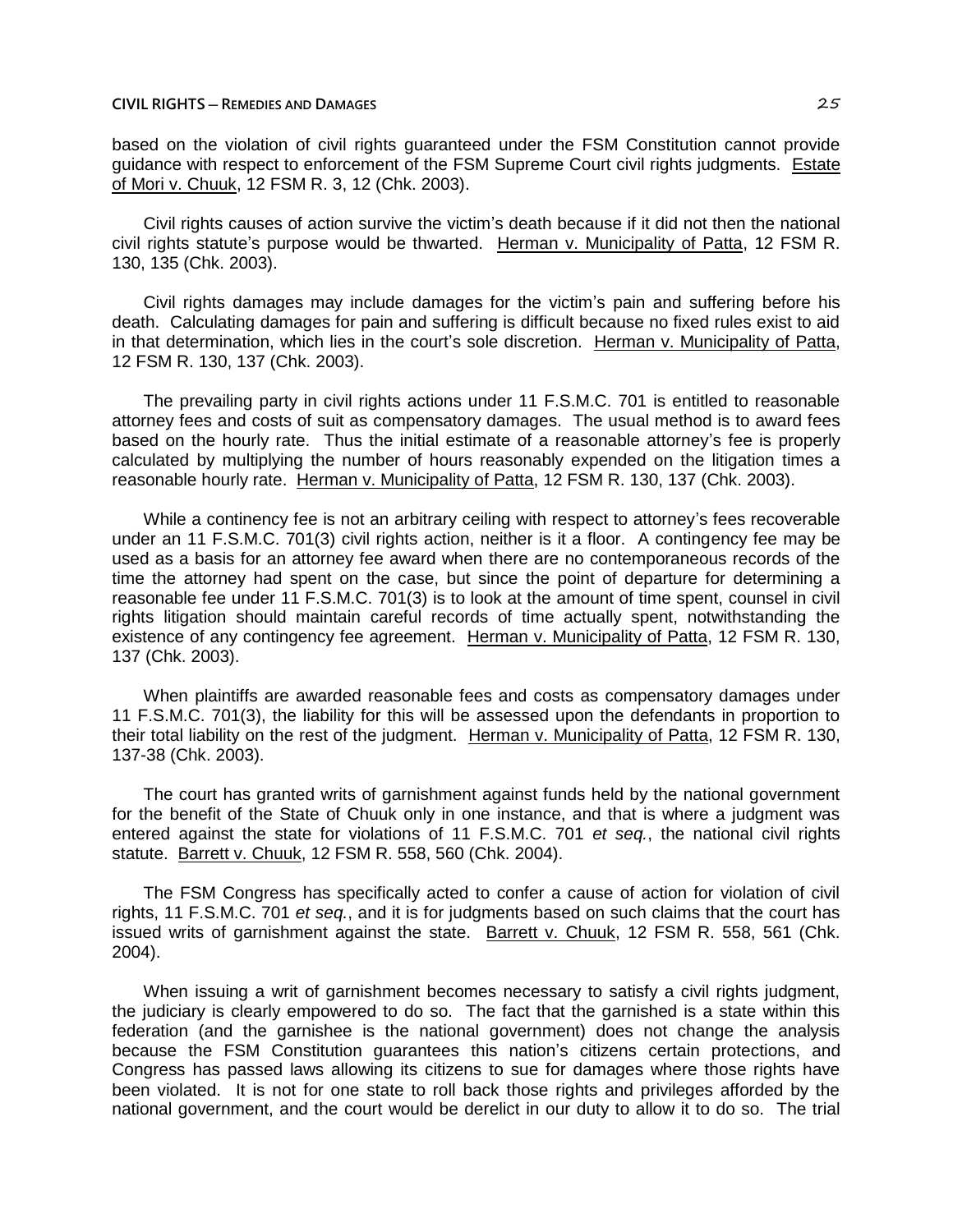based on the violation of civil rights guaranteed under the FSM Constitution cannot provide guidance with respect to enforcement of the FSM Supreme Court civil rights judgments. Estate of Mori v. Chuuk, 12 FSM R. 3, 12 (Chk. 2003).

Civil rights causes of action survive the victim's death because if it did not then the national civil rights statute's purpose would be thwarted. Herman v. Municipality of Patta, 12 FSM R. 130, 135 (Chk. 2003).

Civil rights damages may include damages for the victim's pain and suffering before his death. Calculating damages for pain and suffering is difficult because no fixed rules exist to aid in that determination, which lies in the court's sole discretion. Herman v. Municipality of Patta, 12 FSM R. 130, 137 (Chk. 2003).

The prevailing party in civil rights actions under 11 F.S.M.C. 701 is entitled to reasonable attorney fees and costs of suit as compensatory damages. The usual method is to award fees based on the hourly rate. Thus the initial estimate of a reasonable attorney's fee is properly calculated by multiplying the number of hours reasonably expended on the litigation times a reasonable hourly rate. Herman v. Municipality of Patta, 12 FSM R. 130, 137 (Chk. 2003).

While a continency fee is not an arbitrary ceiling with respect to attorney's fees recoverable under an 11 F.S.M.C. 701(3) civil rights action, neither is it a floor. A contingency fee may be used as a basis for an attorney fee award when there are no contemporaneous records of the time the attorney had spent on the case, but since the point of departure for determining a reasonable fee under 11 F.S.M.C. 701(3) is to look at the amount of time spent, counsel in civil rights litigation should maintain careful records of time actually spent, notwithstanding the existence of any contingency fee agreement. Herman v. Municipality of Patta, 12 FSM R. 130, 137 (Chk. 2003).

When plaintiffs are awarded reasonable fees and costs as compensatory damages under 11 F.S.M.C. 701(3), the liability for this will be assessed upon the defendants in proportion to their total liability on the rest of the judgment. Herman v. Municipality of Patta, 12 FSM R. 130, 137-38 (Chk. 2003).

The court has granted writs of garnishment against funds held by the national government for the benefit of the State of Chuuk only in one instance, and that is where a judgment was entered against the state for violations of 11 F.S.M.C. 701 *et seq.*, the national civil rights statute. Barrett v. Chuuk, 12 FSM R. 558, 560 (Chk. 2004).

The FSM Congress has specifically acted to confer a cause of action for violation of civil rights, 11 F.S.M.C. 701 *et seq.*, and it is for judgments based on such claims that the court has issued writs of garnishment against the state. Barrett v. Chuuk, 12 FSM R. 558, 561 (Chk. 2004).

When issuing a writ of garnishment becomes necessary to satisfy a civil rights judgment, the judiciary is clearly empowered to do so. The fact that the garnished is a state within this federation (and the garnishee is the national government) does not change the analysis because the FSM Constitution guarantees this nation's citizens certain protections, and Congress has passed laws allowing its citizens to sue for damages where those rights have been violated. It is not for one state to roll back those rights and privileges afforded by the national government, and the court would be derelict in our duty to allow it to do so. The trial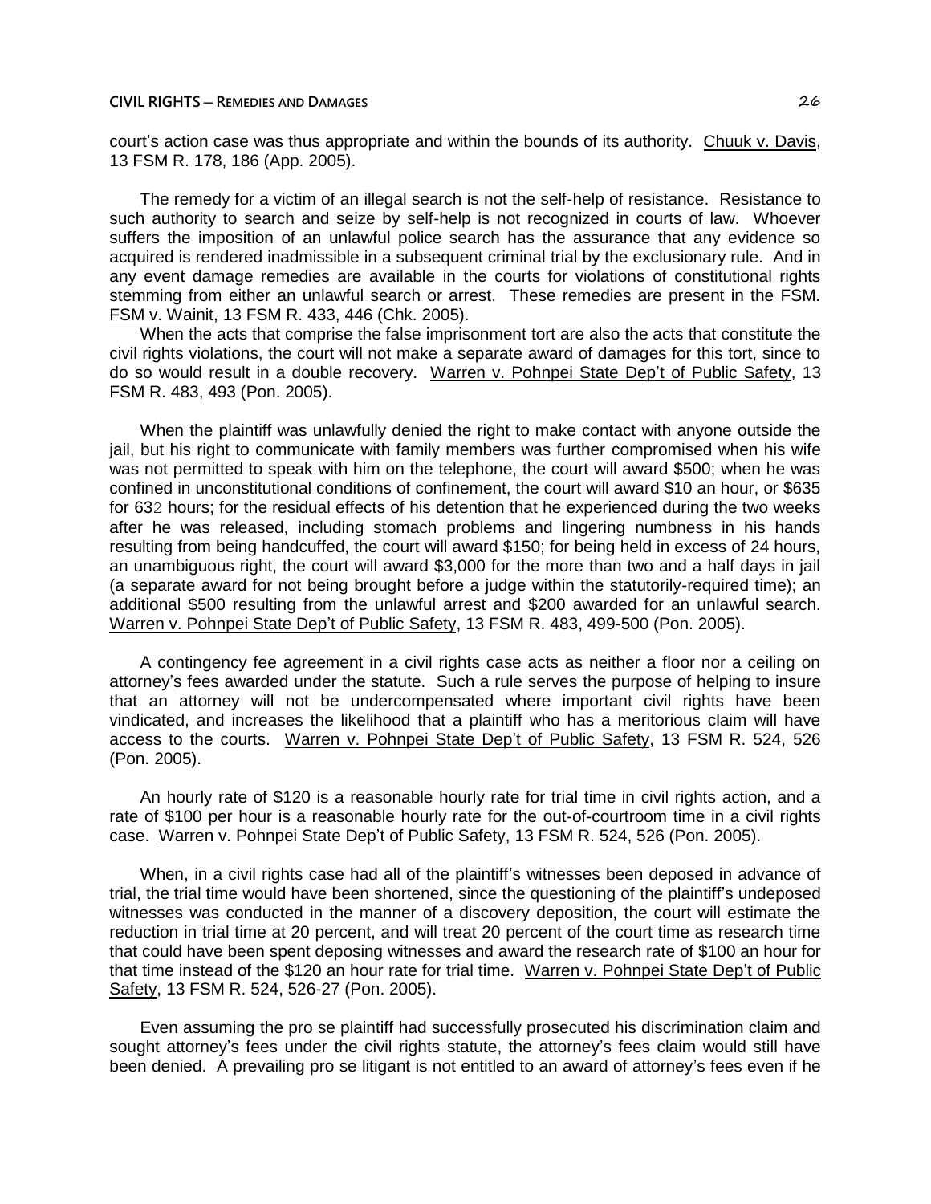court's action case was thus appropriate and within the bounds of its authority. Chuuk v. Davis, 13 FSM R. 178, 186 (App. 2005).

The remedy for a victim of an illegal search is not the self-help of resistance. Resistance to such authority to search and seize by self-help is not recognized in courts of law. Whoever suffers the imposition of an unlawful police search has the assurance that any evidence so acquired is rendered inadmissible in a subsequent criminal trial by the exclusionary rule. And in any event damage remedies are available in the courts for violations of constitutional rights stemming from either an unlawful search or arrest. These remedies are present in the FSM. FSM v. Wainit, 13 FSM R. 433, 446 (Chk. 2005).

When the acts that comprise the false imprisonment tort are also the acts that constitute the civil rights violations, the court will not make a separate award of damages for this tort, since to do so would result in a double recovery. Warren v. Pohnpei State Dep't of Public Safety, 13 FSM R. 483, 493 (Pon. 2005).

When the plaintiff was unlawfully denied the right to make contact with anyone outside the jail, but his right to communicate with family members was further compromised when his wife was not permitted to speak with him on the telephone, the court will award $500; when he was confined in unconstitutional conditions of confinement, the court will award $10 an hour, or $635 for 63½ hours; for the residual effects of his detention that he experienced during the two weeks after he was released, including stomach problems and lingering numbness in his hands resulting from being handcuffed, the court will award $150; for being held in excess of 24 hours, an unambiguous right, the court will award $3,000 for the more than two and a half days in jail (a separate award for not being brought before a judge within the statutorily-required time); an additional $500 resulting from the unlawful arrest and $200 awarded for an unlawful search. Warren v. Pohnpei State Dep't of Public Safety, 13 FSM R. 483, 499-500 (Pon. 2005).

A contingency fee agreement in a civil rights case acts as neither a floor nor a ceiling on attorney's fees awarded under the statute. Such a rule serves the purpose of helping to insure that an attorney will not be undercompensated where important civil rights have been vindicated, and increases the likelihood that a plaintiff who has a meritorious claim will have access to the courts. Warren v. Pohnpei State Dep't of Public Safety, 13 FSM R. 524, 526 (Pon. 2005).

An hourly rate of $120 is a reasonable hourly rate for trial time in civil rights action, and a rate of $100 per hour is a reasonable hourly rate for the out-of-courtroom time in a civil rights case. Warren v. Pohnpei State Dep't of Public Safety, 13 FSM R. 524, 526 (Pon. 2005).

When, in a civil rights case had all of the plaintiff's witnesses been deposed in advance of trial, the trial time would have been shortened, since the questioning of the plaintiff's undeposed witnesses was conducted in the manner of a discovery deposition, the court will estimate the reduction in trial time at 20 percent, and will treat 20 percent of the court time as research time that could have been spent deposing witnesses and award the research rate of $100 an hour for that time instead of the $120 an hour rate for trial time. Warren v. Pohnpei State Dep't of Public Safety, 13 FSM R. 524, 526-27 (Pon. 2005).

Even assuming the pro se plaintiff had successfully prosecuted his discrimination claim and sought attorney's fees under the civil rights statute, the attorney's fees claim would still have been denied. A prevailing pro se litigant is not entitled to an award of attorney's fees even if he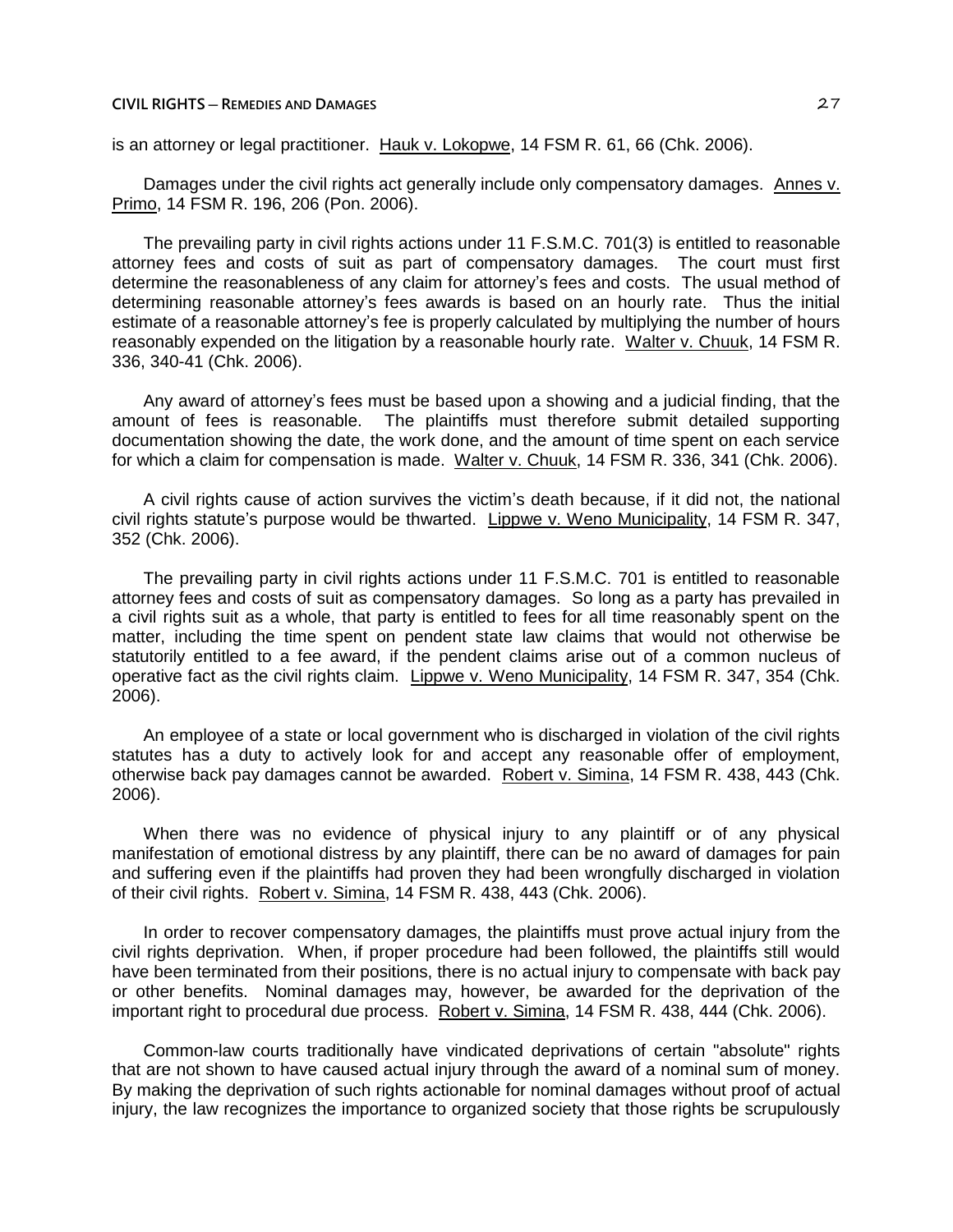is an attorney or legal practitioner. Hauk v. Lokopwe, 14 FSM R. 61, 66 (Chk. 2006).

Damages under the civil rights act generally include only compensatory damages. Annes v. Primo, 14 FSM R. 196, 206 (Pon. 2006).

The prevailing party in civil rights actions under 11 F.S.M.C. 701(3) is entitled to reasonable attorney fees and costs of suit as part of compensatory damages. The court must first determine the reasonableness of any claim for attorney's fees and costs. The usual method of determining reasonable attorney's fees awards is based on an hourly rate. Thus the initial estimate of a reasonable attorney's fee is properly calculated by multiplying the number of hours reasonably expended on the litigation by a reasonable hourly rate. Walter v. Chuuk, 14 FSM R. 336, 340-41 (Chk. 2006).

Any award of attorney's fees must be based upon a showing and a judicial finding, that the amount of fees is reasonable. The plaintiffs must therefore submit detailed supporting documentation showing the date, the work done, and the amount of time spent on each service for which a claim for compensation is made. Walter v. Chuuk, 14 FSM R. 336, 341 (Chk. 2006).

A civil rights cause of action survives the victim's death because, if it did not, the national civil rights statute's purpose would be thwarted. Lippwe v. Weno Municipality, 14 FSM R. 347, 352 (Chk. 2006).

The prevailing party in civil rights actions under 11 F.S.M.C. 701 is entitled to reasonable attorney fees and costs of suit as compensatory damages. So long as a party has prevailed in a civil rights suit as a whole, that party is entitled to fees for all time reasonably spent on the matter, including the time spent on pendent state law claims that would not otherwise be statutorily entitled to a fee award, if the pendent claims arise out of a common nucleus of operative fact as the civil rights claim. Lippwe v. Weno Municipality, 14 FSM R. 347, 354 (Chk. 2006).

An employee of a state or local government who is discharged in violation of the civil rights statutes has a duty to actively look for and accept any reasonable offer of employment, otherwise back pay damages cannot be awarded. Robert v. Simina, 14 FSM R. 438, 443 (Chk. 2006).

When there was no evidence of physical injury to any plaintiff or of any physical manifestation of emotional distress by any plaintiff, there can be no award of damages for pain and suffering even if the plaintiffs had proven they had been wrongfully discharged in violation of their civil rights. Robert v. Simina, 14 FSM R. 438, 443 (Chk. 2006).

In order to recover compensatory damages, the plaintiffs must prove actual injury from the civil rights deprivation. When, if proper procedure had been followed, the plaintiffs still would have been terminated from their positions, there is no actual injury to compensate with back pay or other benefits. Nominal damages may, however, be awarded for the deprivation of the important right to procedural due process. Robert v. Simina, 14 FSM R. 438, 444 (Chk. 2006).

Common-law courts traditionally have vindicated deprivations of certain "absolute" rights that are not shown to have caused actual injury through the award of a nominal sum of money. By making the deprivation of such rights actionable for nominal damages without proof of actual injury, the law recognizes the importance to organized society that those rights be scrupulously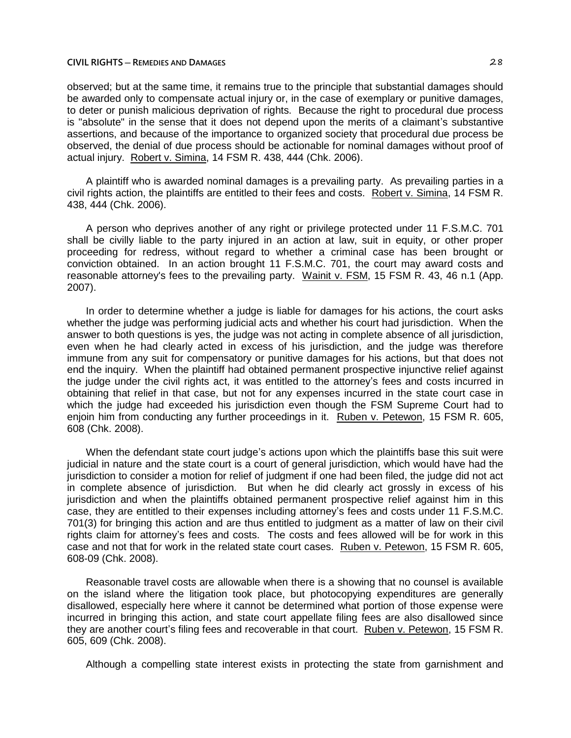observed; but at the same time, it remains true to the principle that substantial damages should be awarded only to compensate actual injury or, in the case of exemplary or punitive damages, to deter or punish malicious deprivation of rights. Because the right to procedural due process is "absolute" in the sense that it does not depend upon the merits of a claimant's substantive assertions, and because of the importance to organized society that procedural due process be observed, the denial of due process should be actionable for nominal damages without proof of actual injury. Robert v. Simina, 14 FSM R. 438, 444 (Chk. 2006).

A plaintiff who is awarded nominal damages is a prevailing party. As prevailing parties in a civil rights action, the plaintiffs are entitled to their fees and costs. Robert v. Simina, 14 FSM R. 438, 444 (Chk. 2006).

A person who deprives another of any right or privilege protected under 11 F.S.M.C. 701 shall be civilly liable to the party injured in an action at law, suit in equity, or other proper proceeding for redress, without regard to whether a criminal case has been brought or conviction obtained. In an action brought 11 F.S.M.C. 701, the court may award costs and reasonable attorney's fees to the prevailing party. Wainit v. FSM, 15 FSM R. 43, 46 n.1 (App. 2007).

In order to determine whether a judge is liable for damages for his actions, the court asks whether the judge was performing judicial acts and whether his court had jurisdiction. When the answer to both questions is yes, the judge was not acting in complete absence of all jurisdiction, even when he had clearly acted in excess of his jurisdiction, and the judge was therefore immune from any suit for compensatory or punitive damages for his actions, but that does not end the inquiry. When the plaintiff had obtained permanent prospective injunctive relief against the judge under the civil rights act, it was entitled to the attorney's fees and costs incurred in obtaining that relief in that case, but not for any expenses incurred in the state court case in which the judge had exceeded his jurisdiction even though the FSM Supreme Court had to enjoin him from conducting any further proceedings in it. Ruben v. Petewon, 15 FSM R. 605, 608 (Chk. 2008).

When the defendant state court judge's actions upon which the plaintiffs base this suit were judicial in nature and the state court is a court of general jurisdiction, which would have had the jurisdiction to consider a motion for relief of judgment if one had been filed, the judge did not act in complete absence of jurisdiction. But when he did clearly act grossly in excess of his jurisdiction and when the plaintiffs obtained permanent prospective relief against him in this case, they are entitled to their expenses including attorney's fees and costs under 11 F.S.M.C. 701(3) for bringing this action and are thus entitled to judgment as a matter of law on their civil rights claim for attorney's fees and costs. The costs and fees allowed will be for work in this case and not that for work in the related state court cases. Ruben v. Petewon, 15 FSM R. 605, 608-09 (Chk. 2008).

Reasonable travel costs are allowable when there is a showing that no counsel is available on the island where the litigation took place, but photocopying expenditures are generally disallowed, especially here where it cannot be determined what portion of those expense were incurred in bringing this action, and state court appellate filing fees are also disallowed since they are another court's filing fees and recoverable in that court. Ruben v. Petewon, 15 FSM R. 605, 609 (Chk. 2008).

Although a compelling state interest exists in protecting the state from garnishment and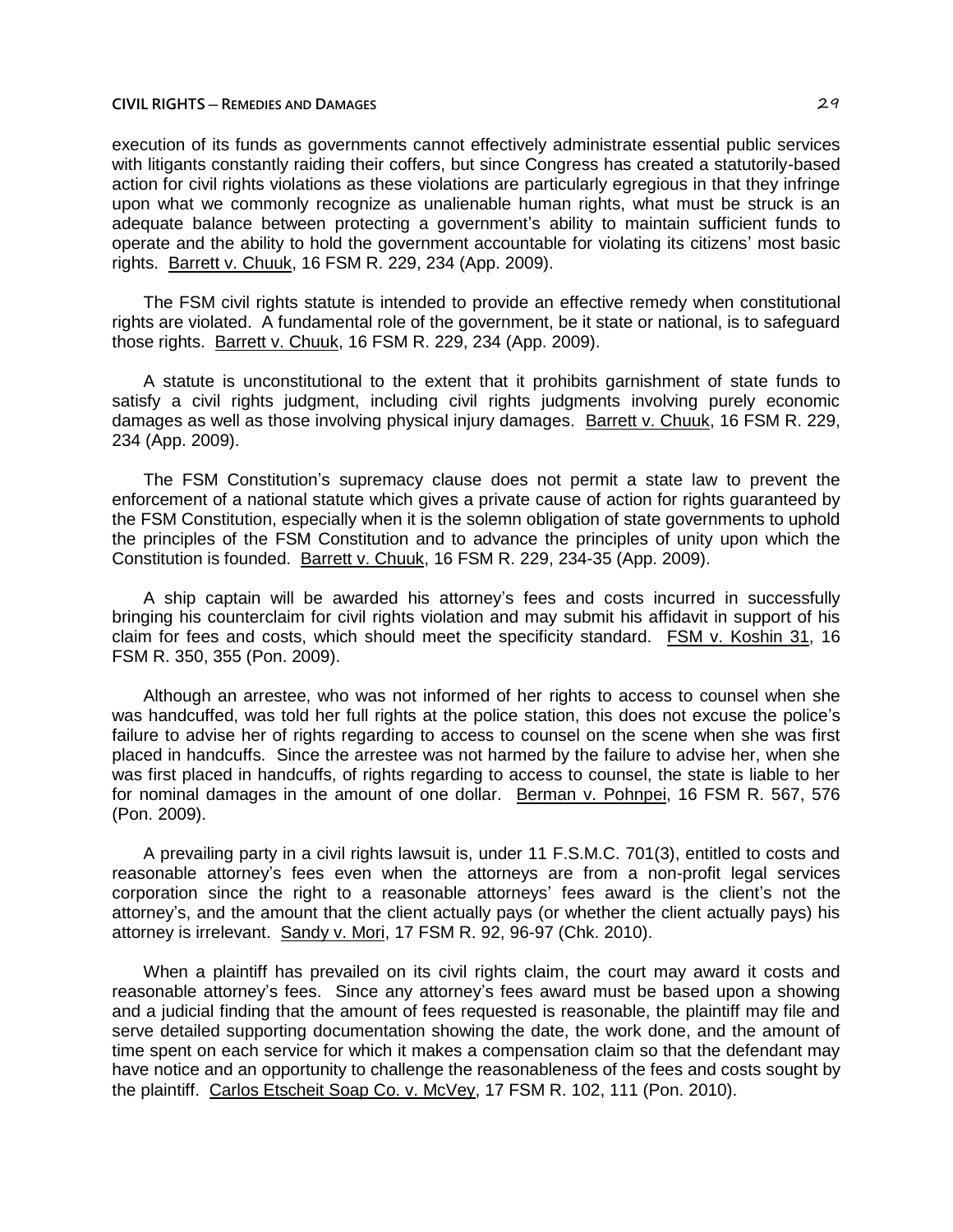execution of its funds as governments cannot effectively administrate essential public services with litigants constantly raiding their coffers, but since Congress has created a statutorily-based action for civil rights violations as these violations are particularly egregious in that they infringe upon what we commonly recognize as unalienable human rights, what must be struck is an adequate balance between protecting a government's ability to maintain sufficient funds to operate and the ability to hold the government accountable for violating its citizens' most basic rights. Barrett v. Chuuk, 16 FSM R. 229, 234 (App. 2009).

The FSM civil rights statute is intended to provide an effective remedy when constitutional rights are violated. A fundamental role of the government, be it state or national, is to safeguard those rights. Barrett v. Chuuk, 16 FSM R. 229, 234 (App. 2009).

A statute is unconstitutional to the extent that it prohibits garnishment of state funds to satisfy a civil rights judgment, including civil rights judgments involving purely economic damages as well as those involving physical injury damages. Barrett v. Chuuk, 16 FSM R. 229, 234 (App. 2009).

The FSM Constitution's supremacy clause does not permit a state law to prevent the enforcement of a national statute which gives a private cause of action for rights guaranteed by the FSM Constitution, especially when it is the solemn obligation of state governments to uphold the principles of the FSM Constitution and to advance the principles of unity upon which the Constitution is founded. Barrett v. Chuuk, 16 FSM R. 229, 234-35 (App. 2009).

A ship captain will be awarded his attorney's fees and costs incurred in successfully bringing his counterclaim for civil rights violation and may submit his affidavit in support of his claim for fees and costs, which should meet the specificity standard. FSM v. Koshin 31, 16 FSM R. 350, 355 (Pon. 2009).

Although an arrestee, who was not informed of her rights to access to counsel when she was handcuffed, was told her full rights at the police station, this does not excuse the police's failure to advise her of rights regarding to access to counsel on the scene when she was first placed in handcuffs. Since the arrestee was not harmed by the failure to advise her, when she was first placed in handcuffs, of rights regarding to access to counsel, the state is liable to her for nominal damages in the amount of one dollar. Berman v. Pohnpei, 16 FSM R. 567, 576 (Pon. 2009).

A prevailing party in a civil rights lawsuit is, under 11 F.S.M.C. 701(3), entitled to costs and reasonable attorney's fees even when the attorneys are from a non-profit legal services corporation since the right to a reasonable attorneys' fees award is the client's not the attorney's, and the amount that the client actually pays (or whether the client actually pays) his attorney is irrelevant. Sandy v. Mori, 17 FSM R. 92, 96-97 (Chk. 2010).

When a plaintiff has prevailed on its civil rights claim, the court may award it costs and reasonable attorney's fees. Since any attorney's fees award must be based upon a showing and a judicial finding that the amount of fees requested is reasonable, the plaintiff may file and serve detailed supporting documentation showing the date, the work done, and the amount of time spent on each service for which it makes a compensation claim so that the defendant may have notice and an opportunity to challenge the reasonableness of the fees and costs sought by the plaintiff. Carlos Etscheit Soap Co. v. McVey, 17 FSM R. 102, 111 (Pon. 2010).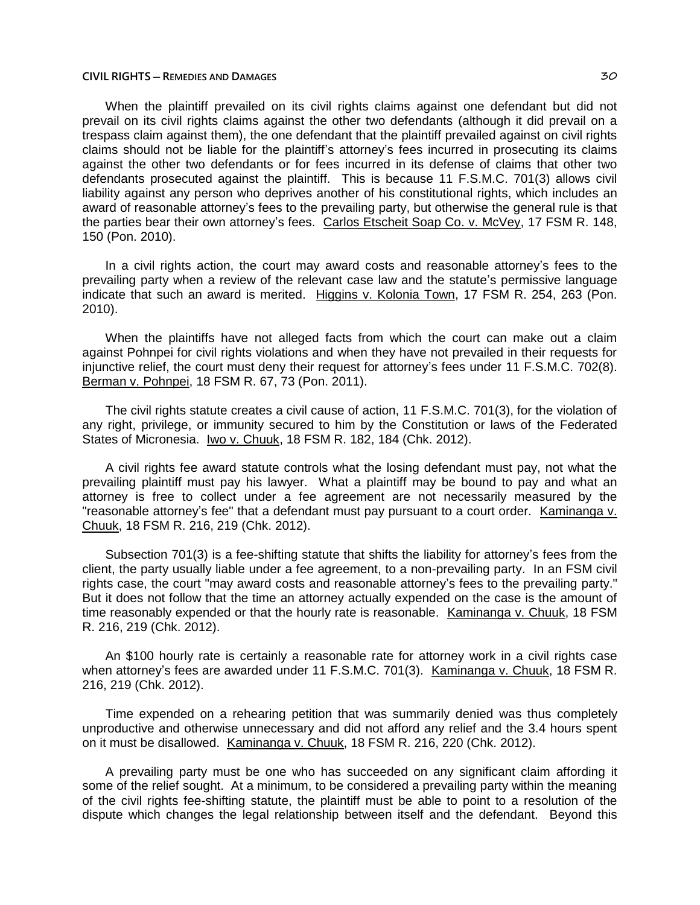When the plaintiff prevailed on its civil rights claims against one defendant but did not prevail on its civil rights claims against the other two defendants (although it did prevail on a trespass claim against them), the one defendant that the plaintiff prevailed against on civil rights claims should not be liable for the plaintiff's attorney's fees incurred in prosecuting its claims against the other two defendants or for fees incurred in its defense of claims that other two defendants prosecuted against the plaintiff. This is because 11 F.S.M.C. 701(3) allows civil liability against any person who deprives another of his constitutional rights, which includes an award of reasonable attorney's fees to the prevailing party, but otherwise the general rule is that the parties bear their own attorney's fees. Carlos Etscheit Soap Co. v. McVey, 17 FSM R. 148, 150 (Pon. 2010).

In a civil rights action, the court may award costs and reasonable attorney's fees to the prevailing party when a review of the relevant case law and the statute's permissive language indicate that such an award is merited. Higgins v. Kolonia Town, 17 FSM R. 254, 263 (Pon. 2010).

When the plaintiffs have not alleged facts from which the court can make out a claim against Pohnpei for civil rights violations and when they have not prevailed in their requests for injunctive relief, the court must deny their request for attorney's fees under 11 F.S.M.C. 702(8). Berman v. Pohnpei, 18 FSM R. 67, 73 (Pon. 2011).

The civil rights statute creates a civil cause of action, 11 F.S.M.C. 701(3), for the violation of any right, privilege, or immunity secured to him by the Constitution or laws of the Federated States of Micronesia. Iwo v. Chuuk, 18 FSM R. 182, 184 (Chk. 2012).

A civil rights fee award statute controls what the losing defendant must pay, not what the prevailing plaintiff must pay his lawyer. What a plaintiff may be bound to pay and what an attorney is free to collect under a fee agreement are not necessarily measured by the "reasonable attorney's fee" that a defendant must pay pursuant to a court order. Kaminanga v. Chuuk, 18 FSM R. 216, 219 (Chk. 2012).

Subsection 701(3) is a fee-shifting statute that shifts the liability for attorney's fees from the client, the party usually liable under a fee agreement, to a non-prevailing party. In an FSM civil rights case, the court "may award costs and reasonable attorney's fees to the prevailing party." But it does not follow that the time an attorney actually expended on the case is the amount of time reasonably expended or that the hourly rate is reasonable. Kaminanga v. Chuuk, 18 FSM R. 216, 219 (Chk. 2012).

An $100 hourly rate is certainly a reasonable rate for attorney work in a civil rights case when attorney's fees are awarded under 11 F.S.M.C. 701(3). Kaminanga v. Chuuk, 18 FSM R. 216, 219 (Chk. 2012).

Time expended on a rehearing petition that was summarily denied was thus completely unproductive and otherwise unnecessary and did not afford any relief and the 3.4 hours spent on it must be disallowed. Kaminanga v. Chuuk, 18 FSM R. 216, 220 (Chk. 2012).

A prevailing party must be one who has succeeded on any significant claim affording it some of the relief sought. At a minimum, to be considered a prevailing party within the meaning of the civil rights fee-shifting statute, the plaintiff must be able to point to a resolution of the dispute which changes the legal relationship between itself and the defendant. Beyond this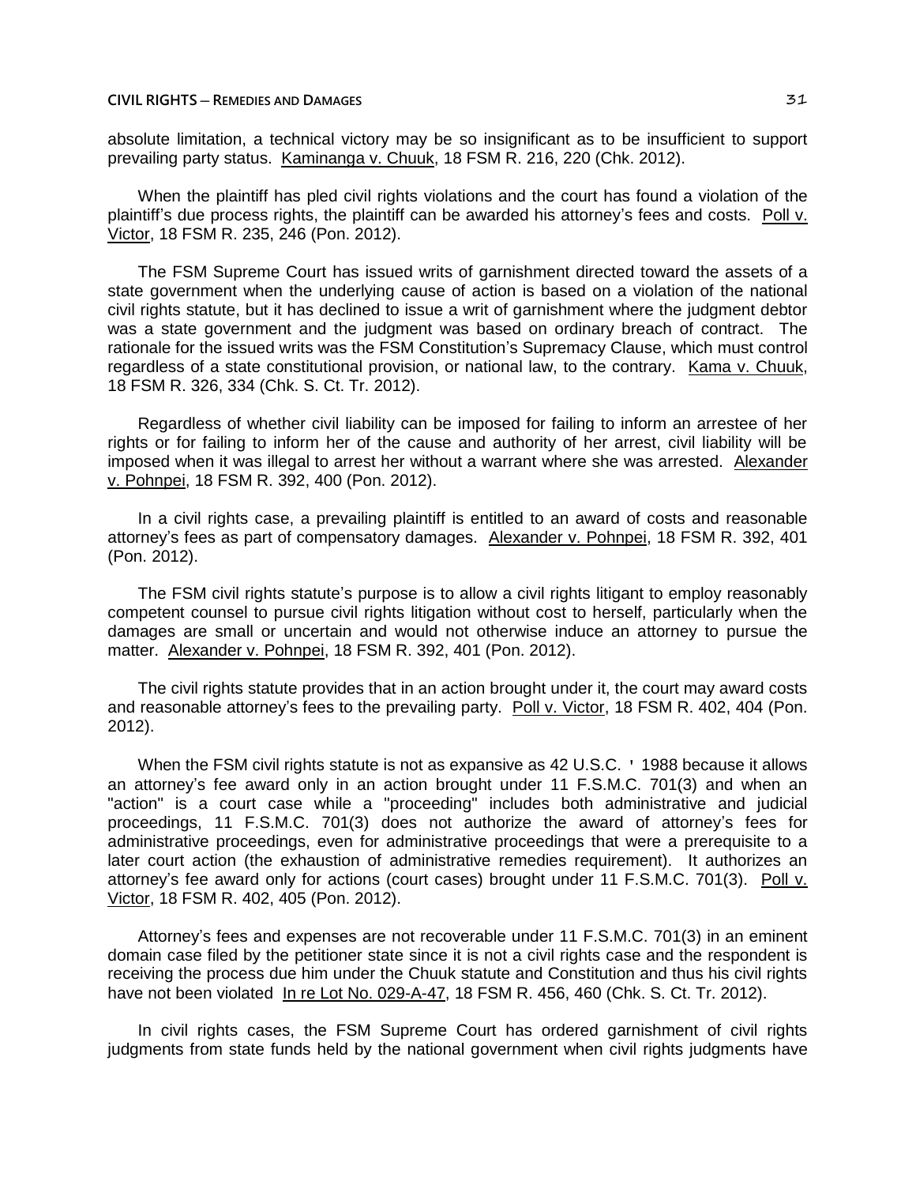absolute limitation, a technical victory may be so insignificant as to be insufficient to support prevailing party status. Kaminanga v. Chuuk, 18 FSM R. 216, 220 (Chk. 2012).

When the plaintiff has pled civil rights violations and the court has found a violation of the plaintiff's due process rights, the plaintiff can be awarded his attorney's fees and costs. Poll v. Victor, 18 FSM R. 235, 246 (Pon. 2012).

The FSM Supreme Court has issued writs of garnishment directed toward the assets of a state government when the underlying cause of action is based on a violation of the national civil rights statute, but it has declined to issue a writ of garnishment where the judgment debtor was a state government and the judgment was based on ordinary breach of contract. The rationale for the issued writs was the FSM Constitution's Supremacy Clause, which must control regardless of a state constitutional provision, or national law, to the contrary. Kama v. Chuuk, 18 FSM R. 326, 334 (Chk. S. Ct. Tr. 2012).

Regardless of whether civil liability can be imposed for failing to inform an arrestee of her rights or for failing to inform her of the cause and authority of her arrest, civil liability will be imposed when it was illegal to arrest her without a warrant where she was arrested. Alexander v. Pohnpei, 18 FSM R. 392, 400 (Pon. 2012).

In a civil rights case, a prevailing plaintiff is entitled to an award of costs and reasonable attorney's fees as part of compensatory damages. Alexander v. Pohnpei, 18 FSM R. 392, 401 (Pon. 2012).

The FSM civil rights statute's purpose is to allow a civil rights litigant to employ reasonably competent counsel to pursue civil rights litigation without cost to herself, particularly when the damages are small or uncertain and would not otherwise induce an attorney to pursue the matter. Alexander v. Pohnpei, 18 FSM R. 392, 401 (Pon. 2012).

The civil rights statute provides that in an action brought under it, the court may award costs and reasonable attorney's fees to the prevailing party. Poll v. Victor, 18 FSM R. 402, 404 (Pon. 2012).

When the FSM civil rights statute is not as expansive as 42 U.S.C. ' 1988 because it allows an attorney's fee award only in an action brought under 11 F.S.M.C. 701(3) and when an "action" is a court case while a "proceeding" includes both administrative and judicial proceedings, 11 F.S.M.C. 701(3) does not authorize the award of attorney's fees for administrative proceedings, even for administrative proceedings that were a prerequisite to a later court action (the exhaustion of administrative remedies requirement). It authorizes an attorney's fee award only for actions (court cases) brought under 11 F.S.M.C. 701(3). Poll v. Victor, 18 FSM R. 402, 405 (Pon. 2012).

Attorney's fees and expenses are not recoverable under 11 F.S.M.C. 701(3) in an eminent domain case filed by the petitioner state since it is not a civil rights case and the respondent is receiving the process due him under the Chuuk statute and Constitution and thus his civil rights have not been violated In re Lot No. 029-A-47, 18 FSM R. 456, 460 (Chk. S. Ct. Tr. 2012).

In civil rights cases, the FSM Supreme Court has ordered garnishment of civil rights judgments from state funds held by the national government when civil rights judgments have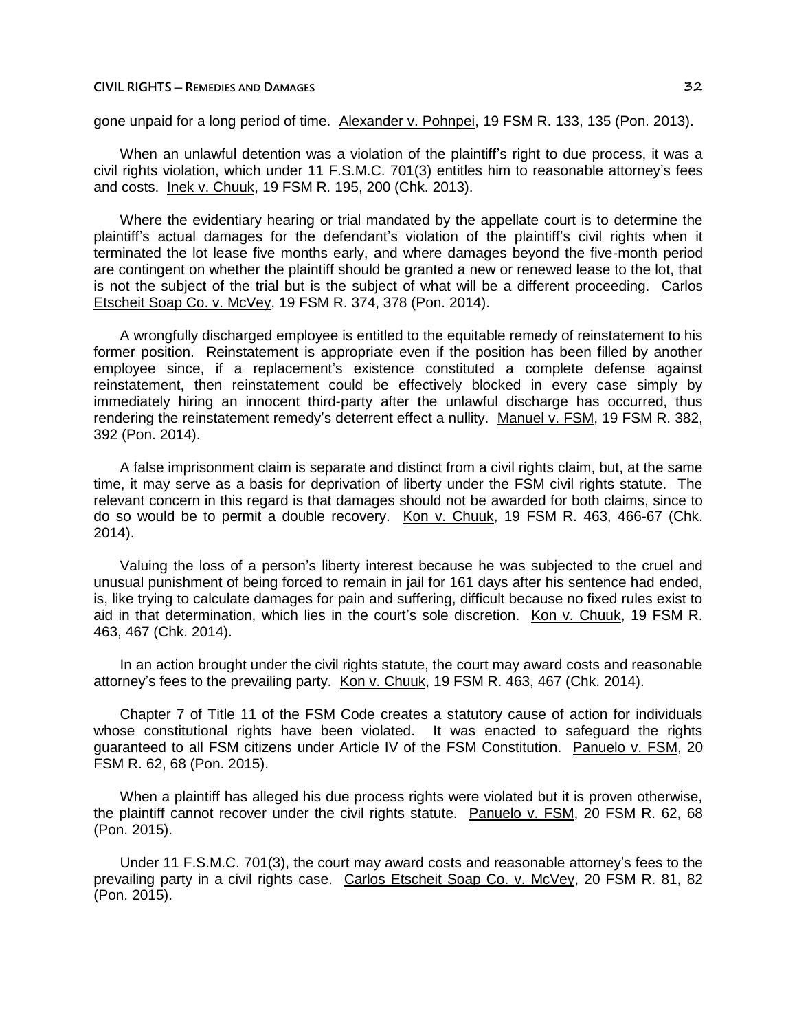gone unpaid for a long period of time. Alexander v. Pohnpei, 19 FSM R. 133, 135 (Pon. 2013).

When an unlawful detention was a violation of the plaintiff's right to due process, it was a civil rights violation, which under 11 F.S.M.C. 701(3) entitles him to reasonable attorney's fees and costs. Inek v. Chuuk, 19 FSM R. 195, 200 (Chk. 2013).

Where the evidentiary hearing or trial mandated by the appellate court is to determine the plaintiff's actual damages for the defendant's violation of the plaintiff's civil rights when it terminated the lot lease five months early, and where damages beyond the five-month period are contingent on whether the plaintiff should be granted a new or renewed lease to the lot, that is not the subject of the trial but is the subject of what will be a different proceeding. Carlos Etscheit Soap Co. v. McVey, 19 FSM R. 374, 378 (Pon. 2014).

A wrongfully discharged employee is entitled to the equitable remedy of reinstatement to his former position. Reinstatement is appropriate even if the position has been filled by another employee since, if a replacement's existence constituted a complete defense against reinstatement, then reinstatement could be effectively blocked in every case simply by immediately hiring an innocent third-party after the unlawful discharge has occurred, thus rendering the reinstatement remedy's deterrent effect a nullity. Manuel v. FSM, 19 FSM R. 382, 392 (Pon. 2014).

A false imprisonment claim is separate and distinct from a civil rights claim, but, at the same time, it may serve as a basis for deprivation of liberty under the FSM civil rights statute. The relevant concern in this regard is that damages should not be awarded for both claims, since to do so would be to permit a double recovery. Kon v. Chuuk, 19 FSM R. 463, 466-67 (Chk. 2014).

Valuing the loss of a person's liberty interest because he was subjected to the cruel and unusual punishment of being forced to remain in jail for 161 days after his sentence had ended, is, like trying to calculate damages for pain and suffering, difficult because no fixed rules exist to aid in that determination, which lies in the court's sole discretion. Kon v. Chuuk, 19 FSM R. 463, 467 (Chk. 2014).

In an action brought under the civil rights statute, the court may award costs and reasonable attorney's fees to the prevailing party. Kon v. Chuuk, 19 FSM R. 463, 467 (Chk. 2014).

Chapter 7 of Title 11 of the FSM Code creates a statutory cause of action for individuals whose constitutional rights have been violated. It was enacted to safeguard the rights guaranteed to all FSM citizens under Article IV of the FSM Constitution. Panuelo v. FSM, 20 FSM R. 62, 68 (Pon. 2015).

When a plaintiff has alleged his due process rights were violated but it is proven otherwise, the plaintiff cannot recover under the civil rights statute. Panuelo v. FSM, 20 FSM R. 62, 68 (Pon. 2015).

Under 11 F.S.M.C. 701(3), the court may award costs and reasonable attorney's fees to the prevailing party in a civil rights case. Carlos Etscheit Soap Co. v. McVey, 20 FSM R. 81, 82 (Pon. 2015).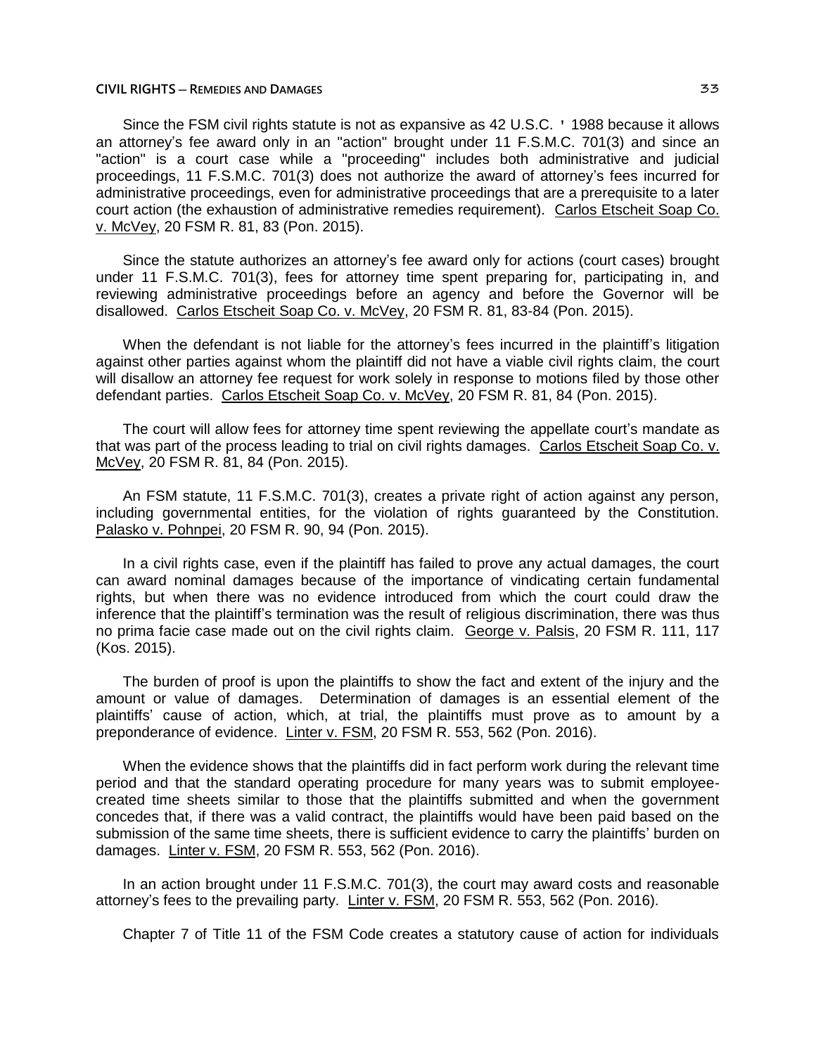Since the FSM civil rights statute is not as expansive as 42 U.S.C. ' 1988 because it allows an attorney's fee award only in an "action" brought under 11 F.S.M.C. 701(3) and since an "action" is a court case while a "proceeding" includes both administrative and judicial proceedings, 11 F.S.M.C. 701(3) does not authorize the award of attorney's fees incurred for administrative proceedings, even for administrative proceedings that are a prerequisite to a later court action (the exhaustion of administrative remedies requirement). Carlos Etscheit Soap Co. v. McVey, 20 FSM R. 81, 83 (Pon. 2015).

Since the statute authorizes an attorney's fee award only for actions (court cases) brought under 11 F.S.M.C. 701(3), fees for attorney time spent preparing for, participating in, and reviewing administrative proceedings before an agency and before the Governor will be disallowed. Carlos Etscheit Soap Co. v. McVey, 20 FSM R. 81, 83-84 (Pon. 2015).

When the defendant is not liable for the attorney's fees incurred in the plaintiff's litigation against other parties against whom the plaintiff did not have a viable civil rights claim, the court will disallow an attorney fee request for work solely in response to motions filed by those other defendant parties. Carlos Etscheit Soap Co. v. McVey, 20 FSM R. 81, 84 (Pon. 2015).

The court will allow fees for attorney time spent reviewing the appellate court's mandate as that was part of the process leading to trial on civil rights damages. Carlos Etscheit Soap Co. v. McVey, 20 FSM R. 81, 84 (Pon. 2015).

An FSM statute, 11 F.S.M.C. 701(3), creates a private right of action against any person, including governmental entities, for the violation of rights guaranteed by the Constitution. Palasko v. Pohnpei, 20 FSM R. 90, 94 (Pon. 2015).

In a civil rights case, even if the plaintiff has failed to prove any actual damages, the court can award nominal damages because of the importance of vindicating certain fundamental rights, but when there was no evidence introduced from which the court could draw the inference that the plaintiff's termination was the result of religious discrimination, there was thus no prima facie case made out on the civil rights claim. George v. Palsis, 20 FSM R. 111, 117 (Kos. 2015).

The burden of proof is upon the plaintiffs to show the fact and extent of the injury and the amount or value of damages. Determination of damages is an essential element of the plaintiffs' cause of action, which, at trial, the plaintiffs must prove as to amount by a preponderance of evidence. Linter v. FSM, 20 FSM R. 553, 562 (Pon. 2016).

When the evidence shows that the plaintiffs did in fact perform work during the relevant time period and that the standard operating procedure for many years was to submit employee-created time sheets similar to those that the plaintiffs submitted and when the government concedes that, if there was a valid contract, the plaintiffs would have been paid based on the submission of the same time sheets, there is sufficient evidence to carry the plaintiffs' burden on damages. Linter v. FSM, 20 FSM R. 553, 562 (Pon. 2016).

In an action brought under 11 F.S.M.C. 701(3), the court may award costs and reasonable attorney's fees to the prevailing party. Linter v. FSM, 20 FSM R. 553, 562 (Pon. 2016).

Chapter 7 of Title 11 of the FSM Code creates a statutory cause of action for individuals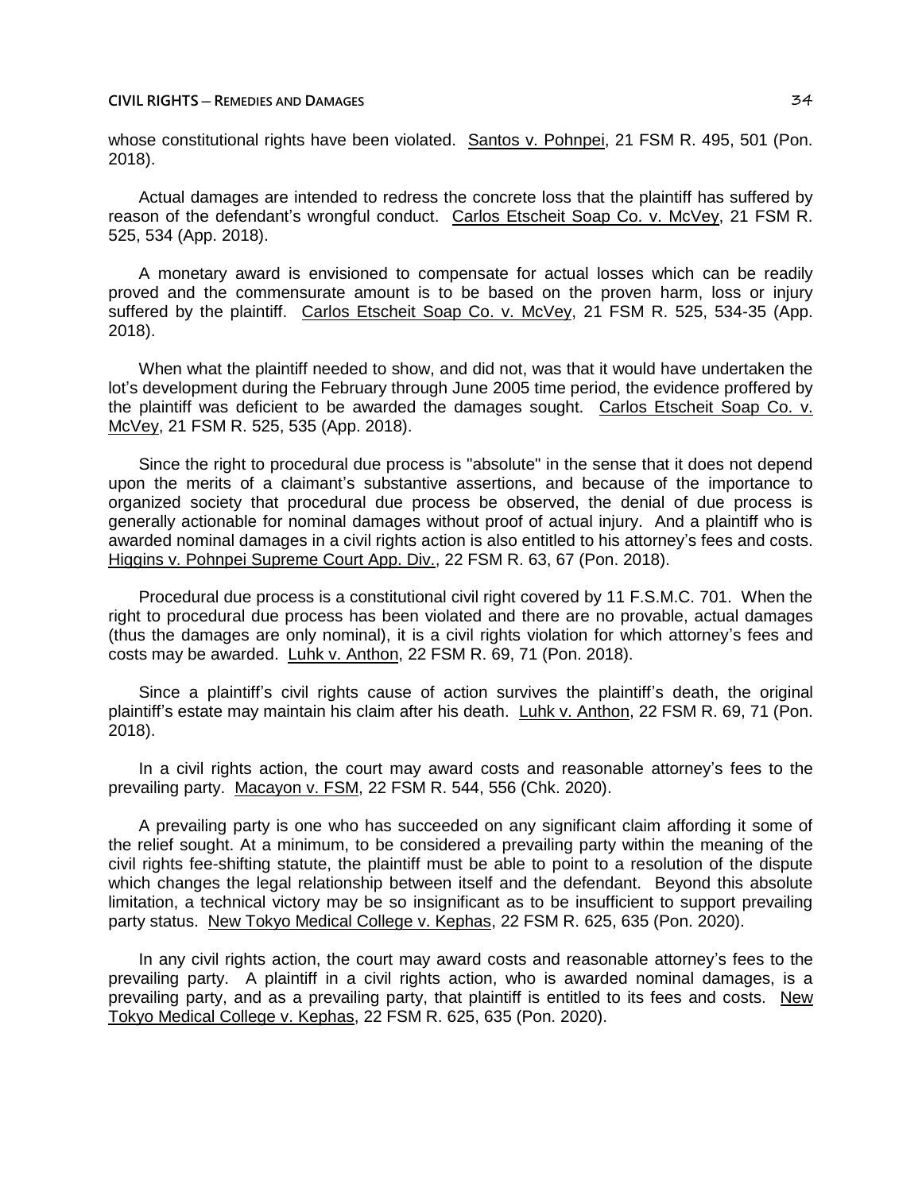whose constitutional rights have been violated. Santos v. Pohnpei, 21 FSM R. 495, 501 (Pon. 2018).

Actual damages are intended to redress the concrete loss that the plaintiff has suffered by reason of the defendant's wrongful conduct. Carlos Etscheit Soap Co. v. McVey, 21 FSM R. 525, 534 (App. 2018).

A monetary award is envisioned to compensate for actual losses which can be readily proved and the commensurate amount is to be based on the proven harm, loss or injury suffered by the plaintiff. Carlos Etscheit Soap Co. v. McVey, 21 FSM R. 525, 534-35 (App. 2018).

When what the plaintiff needed to show, and did not, was that it would have undertaken the lot's development during the February through June 2005 time period, the evidence proffered by the plaintiff was deficient to be awarded the damages sought. Carlos Etscheit Soap Co. v. McVey, 21 FSM R. 525, 535 (App. 2018).

Since the right to procedural due process is "absolute" in the sense that it does not depend upon the merits of a claimant's substantive assertions, and because of the importance to organized society that procedural due process be observed, the denial of due process is generally actionable for nominal damages without proof of actual injury. And a plaintiff who is awarded nominal damages in a civil rights action is also entitled to his attorney's fees and costs. Higgins v. Pohnpei Supreme Court App. Div., 22 FSM R. 63, 67 (Pon. 2018).

Procedural due process is a constitutional civil right covered by 11 F.S.M.C. 701. When the right to procedural due process has been violated and there are no provable, actual damages (thus the damages are only nominal), it is a civil rights violation for which attorney's fees and costs may be awarded. Luhk v. Anthon, 22 FSM R. 69, 71 (Pon. 2018).

Since a plaintiff's civil rights cause of action survives the plaintiff's death, the original plaintiff's estate may maintain his claim after his death. Luhk v. Anthon, 22 FSM R. 69, 71 (Pon. 2018).

In a civil rights action, the court may award costs and reasonable attorney's fees to the prevailing party. Macayon v. FSM, 22 FSM R. 544, 556 (Chk. 2020).

A prevailing party is one who has succeeded on any significant claim affording it some of the relief sought. At a minimum, to be considered a prevailing party within the meaning of the civil rights fee-shifting statute, the plaintiff must be able to point to a resolution of the dispute which changes the legal relationship between itself and the defendant. Beyond this absolute limitation, a technical victory may be so insignificant as to be insufficient to support prevailing party status. New Tokyo Medical College v. Kephas, 22 FSM R. 625, 635 (Pon. 2020).

In any civil rights action, the court may award costs and reasonable attorney's fees to the prevailing party. A plaintiff in a civil rights action, who is awarded nominal damages, is a prevailing party, and as a prevailing party, that plaintiff is entitled to its fees and costs. New Tokyo Medical College v. Kephas, 22 FSM R. 625, 635 (Pon. 2020).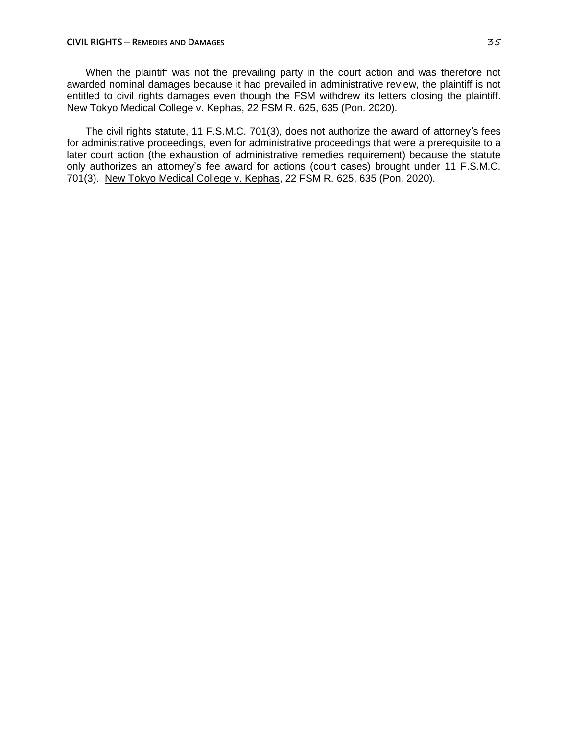When the plaintiff was not the prevailing party in the court action and was therefore not awarded nominal damages because it had prevailed in administrative review, the plaintiff is not entitled to civil rights damages even though the FSM withdrew its letters closing the plaintiff. New Tokyo Medical College v. Kephas, 22 FSM R. 625, 635 (Pon. 2020).

The civil rights statute, 11 F.S.M.C. 701(3), does not authorize the award of attorney's fees for administrative proceedings, even for administrative proceedings that were a prerequisite to a later court action (the exhaustion of administrative remedies requirement) because the statute only authorizes an attorney's fee award for actions (court cases) brought under 11 F.S.M.C. 701(3). New Tokyo Medical College v. Kephas, 22 FSM R. 625, 635 (Pon. 2020).